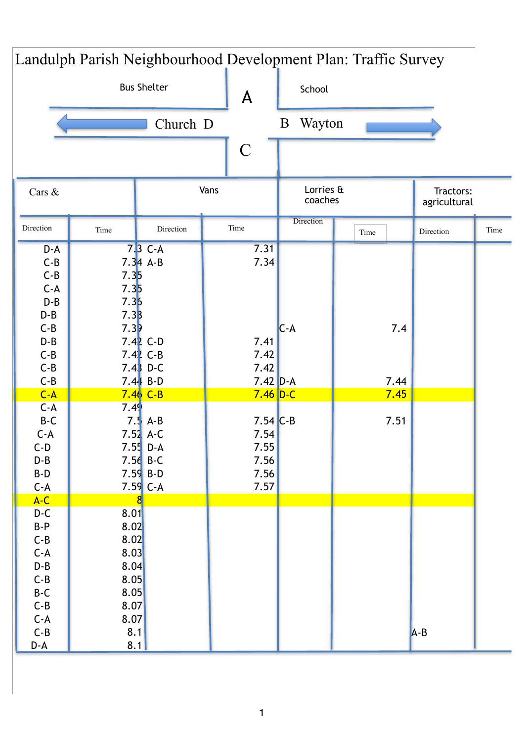# Landulph Parish Neighbourhood Development Plan: Traffic Survey

Bus Shelter — A — School

Church D — B Wayton

C

| Cars & | | Vans | | Lorries & coaches | | Tractors: agricultural | |
|---|---|---|---|---|---|---|---|
| Direction | Time | Direction | Time | Direction | Time | Direction | Time |
| D-A | 7.3 | C-A | 7.31 | | | | |
| C-B | 7.34 | A-B | 7.34 | | | | |
| C-B | 7.35 | | | | | | |
| C-A | 7.35 | | | | | | |
| D-B | 7.36 | | | | | | |
| D-B | 7.38 | | | | | | |
| C-B | 7.39 | | | C-A | 7.4 | | |
| D-B | 7.42 | C-D | 7.41 | | | | |
| C-B | 7.42 | C-B | 7.42 | | | | |
| C-B | 7.43 | D-C | 7.42 | | | | |
| C-B | 7.44 | B-D | 7.42 | D-A | 7.44 | | |
| C-A | 7.46 | C-B | 7.46 | D-C | 7.45 | | |
| C-A | 7.49 | | | | | | |
| B-C | 7.5 | A-B | 7.54 | C-B | 7.51 | | |
| C-A | 7.52 | A-C | 7.54 | | | | |
| C-D | 7.55 | D-A | 7.55 | | | | |
| D-B | 7.56 | B-C | 7.56 | | | | |
| B-D | 7.59 | B-D | 7.56 | | | | |
| C-A | 7.59 | C-A | 7.57 | | | | |
| A-C | 8 | | | | | | |
| D-C | 8.01 | | | | | | |
| B-P | 8.02 | | | | | | |
| C-B | 8.02 | | | | | | |
| C-A | 8.03 | | | | | | |
| D-B | 8.04 | | | | | | |
| C-B | 8.05 | | | | | | |
| B-C | 8.05 | | | | | | |
| C-B | 8.07 | | | | | | |
| C-A | 8.07 | | | | | | |
| C-B | 8.1 | | | | | A-B | |
| D-A | 8.1 | | | | | | |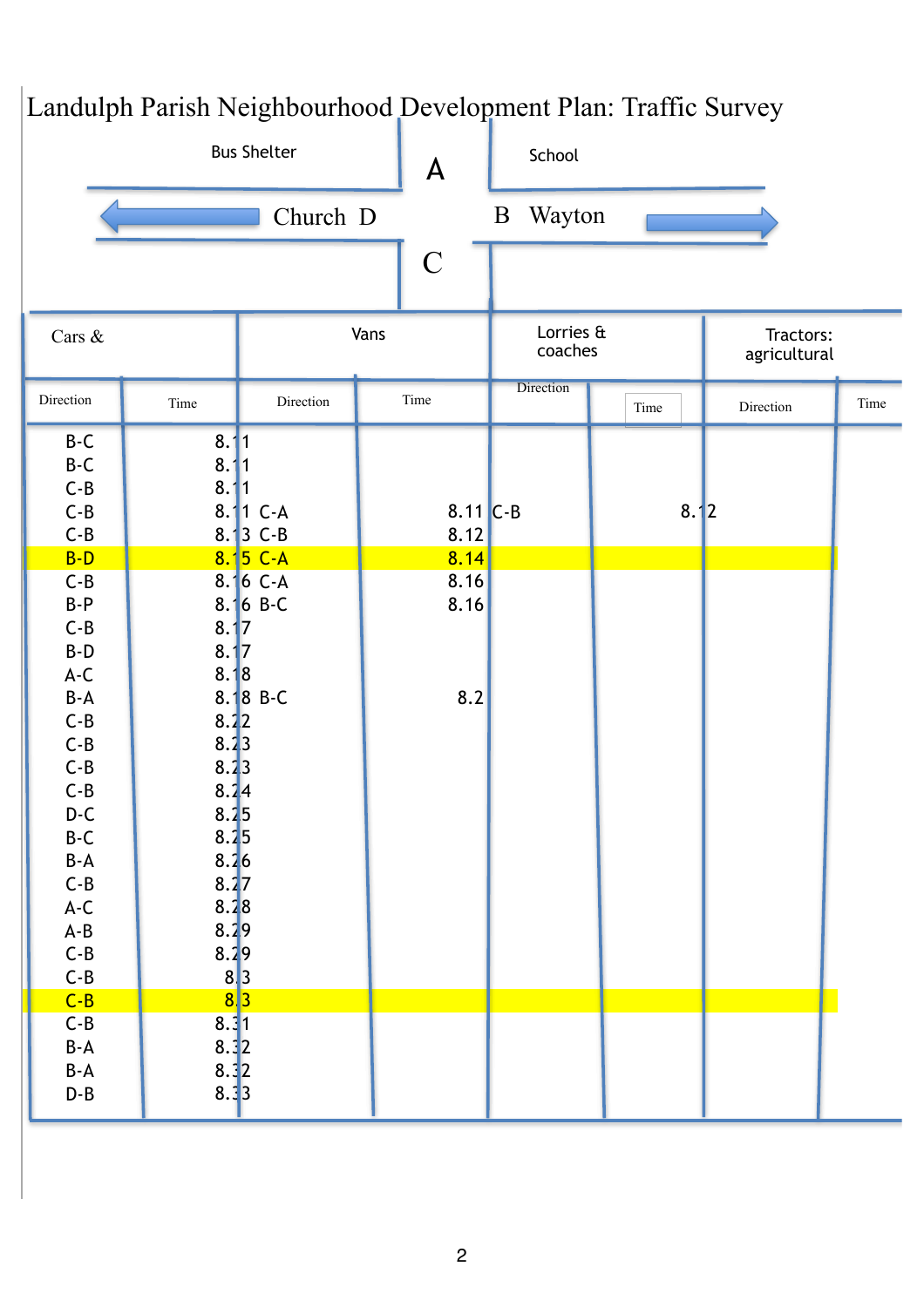# Landulph Parish Neighbourhood Development Plan: Traffic Survey

Bus Shelter | A | School

Church D | B Wayton

C

| Cars & | | Vans | | Lorries & coaches | | Tractors: agricultural | |
|---|---|---|---|---|---|---|---|
| Direction | Time | Direction | Time | Direction | Time | Direction | Time |
| B-C | 8.11 | | | | | | |
| B-C | 8.11 | | | | | | |
| C-B | 8.11 | | | | | | |
| C-B | 8.11 | C-A | 8.11 | C-B | 8.12 | | |
| C-B | 8.13 | C-B | 8.12 | | | | |
| B-D | 8.15 | C-A | 8.14 | | | | |
| C-B | 8.16 | C-A | 8.16 | | | | |
| B-P | 8.16 | B-C | 8.16 | | | | |
| C-B | 8.17 | | | | | | |
| B-D | 8.17 | | | | | | |
| A-C | 8.18 | | | | | | |
| B-A | 8.18 | B-C | 8.2 | | | | |
| C-B | 8.22 | | | | | | |
| C-B | 8.23 | | | | | | |
| C-B | 8.23 | | | | | | |
| C-B | 8.24 | | | | | | |
| D-C | 8.25 | | | | | | |
| B-C | 8.25 | | | | | | |
| B-A | 8.26 | | | | | | |
| C-B | 8.27 | | | | | | |
| A-C | 8.28 | | | | | | |
| A-B | 8.29 | | | | | | |
| C-B | 8.29 | | | | | | |
| C-B | 8.3 | | | | | | |
| C-B | 8.3 | | | | | | |
| C-B | 8.31 | | | | | | |
| B-A | 8.32 | | | | | | |
| B-A | 8.32 | | | | | | |
| D-B | 8.33 | | | | | | |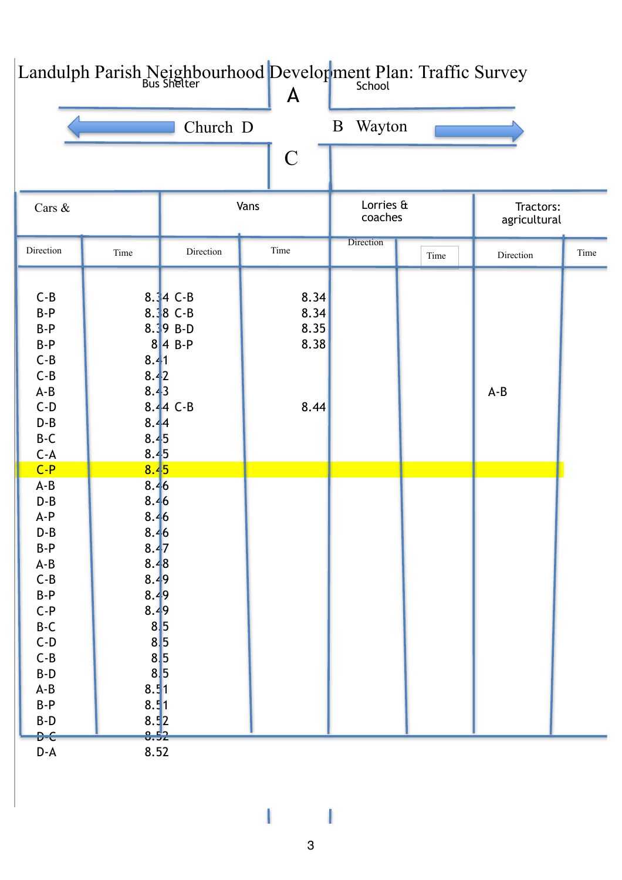# Landulph Parish Neighbourhood Development Plan: Traffic Survey

Bus Shelter — A — School

Church D — B Wayton

C

| Cars & | | Vans | | Lorries & coaches | | Tractors: agricultural | |
|---|---|---|---|---|---|---|---|
| Direction | Time | Direction | Time | Direction | Time | Direction | Time |
| C-B | 8.34 | C-B | 8.34 | | | | |
| B-P | 8.38 | C-B | 8.34 | | | | |
| B-P | 8.39 | B-D | 8.35 | | | | |
| B-P | 8.4 | B-P | 8.38 | | | | |
| C-B | 8.41 | | | | | | |
| C-B | 8.42 | | | | | | |
| A-B | 8.43 | | | | | A-B | |
| C-D | 8.44 | C-B | 8.44 | | | | |
| D-B | 8.44 | | | | | | |
| B-C | 8.45 | | | | | | |
| C-A | 8.45 | | | | | | |
| C-P | 8.45 | | | | | | |
| A-B | 8.46 | | | | | | |
| D-B | 8.46 | | | | | | |
| A-P | 8.46 | | | | | | |
| D-B | 8.46 | | | | | | |
| B-P | 8.47 | | | | | | |
| A-B | 8.48 | | | | | | |
| C-B | 8.49 | | | | | | |
| B-P | 8.49 | | | | | | |
| C-P | 8.49 | | | | | | |
| B-C | 8.5 | | | | | | |
| C-D | 8.5 | | | | | | |
| C-B | 8.5 | | | | | | |
| B-D | 8.5 | | | | | | |
| A-B | 8.51 | | | | | | |
| B-P | 8.51 | | | | | | |
| B-D | 8.52 | | | | | | |
| D-C | 8.52 | | | | | | |
| D-A | 8.52 | | | | | | |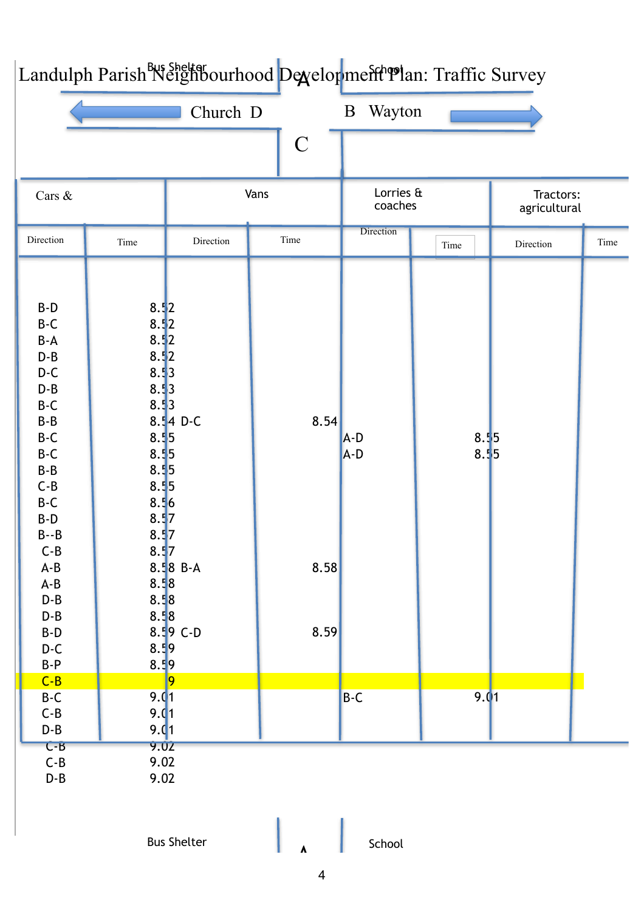# Landulph Parish Neighbourhood Development Plan: Traffic Survey

Bus Shelter | A | School

Church D ← | C | → B Wayton

| Cars & | | Vans | | Lorries & coaches | | Tractors: agricultural | |
|---|---|---|---|---|---|---|---|
| Direction | Time | Direction | Time | Direction | Time | Direction | Time |
| B-D | 8.52 | | | | | | |
| B-C | 8.52 | | | | | | |
| B-A | 8.52 | | | | | | |
| D-B | 8.52 | | | | | | |
| D-C | 8.53 | | | | | | |
| D-B | 8.53 | | | | | | |
| B-C | 8.53 | | | | | | |
| B-B | 8.54 | D-C | 8.54 | | | | |
| B-C | 8.55 | | | A-D | 8.55 | | |
| B-C | 8.55 | | | A-D | 8.55 | | |
| B-B | 8.55 | | | | | | |
| C-B | 8.55 | | | | | | |
| B-C | 8.56 | | | | | | |
| B-D | 8.57 | | | | | | |
| B--B | 8.57 | | | | | | |
| C-B | 8.57 | | | | | | |
| A-B | 8.58 | B-A | 8.58 | | | | |
| A-B | 8.58 | | | | | | |
| D-B | 8.58 | | | | | | |
| D-B | 8.58 | | | | | | |
| B-D | 8.59 | C-D | 8.59 | | | | |
| D-C | 8.59 | | | | | | |
| B-P | 8.59 | | | | | | |
| C-B | 9 | | | | | | |
| B-C | 9.01 | | | B-C | 9.01 | | |
| C-B | 9.01 | | | | | | |
| D-B | 9.01 | | | | | | |
| C-B | 9.02 | | | | | | |
| C-B | 9.02 | | | | | | |
| D-B | 9.02 | | | | | | |

Bus Shelter | A | School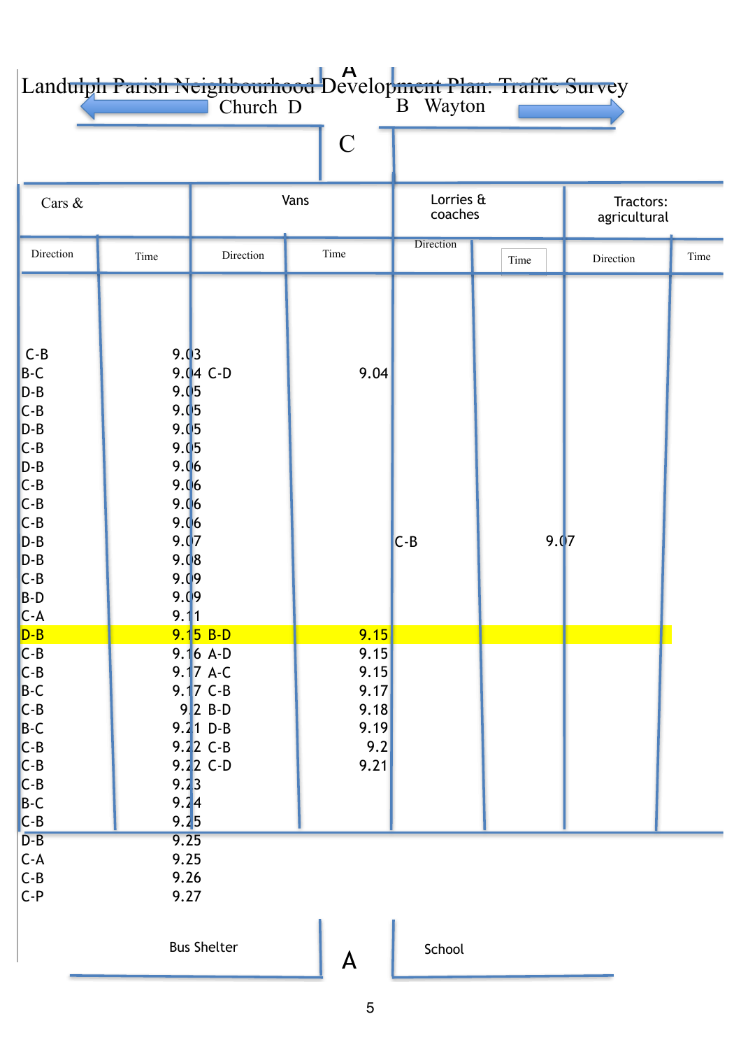# Landulph Parish Neighbourhood Development Plan: Traffic Survey

A

Church D — B Wayton

C

| Cars & | | Vans | | Lorries & coaches | | Tractors: agricultural | |
|---|---|---|---|---|---|---|---|
| Direction | Time | Direction | Time | Direction | Time | Direction | Time |
| C-B | 9.03 | | | | | | |
| B-C | 9.04 | C-D | 9.04 | | | | |
| D-B | 9.05 | | | | | | |
| C-B | 9.05 | | | | | | |
| D-B | 9.05 | | | | | | |
| C-B | 9.05 | | | | | | |
| D-B | 9.06 | | | | | | |
| C-B | 9.06 | | | | | | |
| C-B | 9.06 | | | | | | |
| C-B | 9.06 | | | | | | |
| D-B | 9.07 | | | C-B | 9.07 | | |
| D-B | 9.08 | | | | | | |
| C-B | 9.09 | | | | | | |
| B-D | 9.09 | | | | | | |
| C-A | 9.11 | | | | | | |
| D-B | 9.15 | B-D | 9.15 | | | | |
| C-B | 9.16 | A-D | 9.15 | | | | |
| C-B | 9.17 | A-C | 9.15 | | | | |
| B-C | 9.17 | C-B | 9.17 | | | | |
| C-B | 9.2 | B-D | 9.18 | | | | |
| B-C | 9.21 | D-B | 9.19 | | | | |
| C-B | 9.22 | C-B | 9.2 | | | | |
| C-B | 9.22 | C-D | 9.21 | | | | |
| C-B | 9.23 | | | | | | |
| B-C | 9.24 | | | | | | |
| C-B | 9.25 | | | | | | |
| D-B | 9.25 | | | | | | |
| C-A | 9.25 | | | | | | |
| C-B | 9.26 | | | | | | |
| C-P | 9.27 | | | | | | |

Bus Shelter — A — School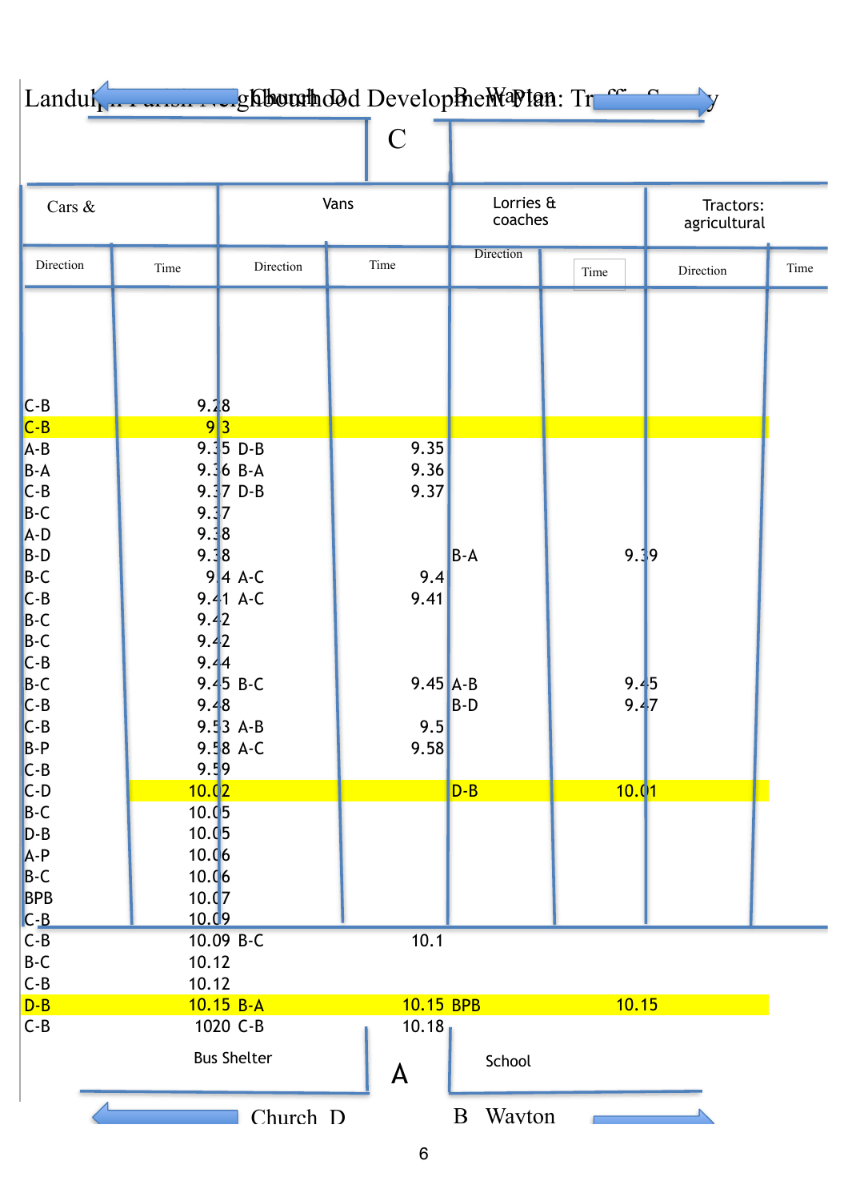Landulph Parish Neighbourhood Development Plan: Traffic Survey

Church D — C — B Wayton

| Cars & | | Vans | | Lorries & coaches | | Tractors: agricultural | |
|---|---|---|---|---|---|---|---|
| Direction | Time | Direction | Time | Direction | Time | Direction | Time |
| C-B | 9.28 | | | | | | |
| C-B | 9.3 | | | | | | |
| A-B | 9.35 | D-B | 9.35 | | | | |
| B-A | 9.36 | B-A | 9.36 | | | | |
| C-B | 9.37 | D-B | 9.37 | | | | |
| B-C | 9.37 | | | | | | |
| A-D | 9.38 | | | | | | |
| B-D | 9.38 | | | B-A | 9.39 | | |
| B-C | 9.4 | A-C | 9.4 | | | | |
| C-B | 9.41 | A-C | 9.41 | | | | |
| B-C | 9.42 | | | | | | |
| B-C | 9.42 | | | | | | |
| C-B | 9.44 | | | | | | |
| B-C | 9.45 | B-C | 9.45 | A-B | 9.45 | | |
| C-B | 9.48 | | | B-D | 9.47 | | |
| C-B | 9.53 | A-B | 9.5 | | | | |
| B-P | 9.58 | A-C | 9.58 | | | | |
| C-B | 9.59 | | | | | | |
| C-D | 10.02 | | | D-B | 10.01 | | |
| B-C | 10.05 | | | | | | |
| D-B | 10.05 | | | | | | |
| A-P | 10.06 | | | | | | |
| B-C | 10.06 | | | | | | |
| BPB | 10.07 | | | | | | |
| C-B | 10.09 | | | | | | |
| C-B | 10.09 | B-C | 10.1 | | | | |
| B-C | 10.12 | | | | | | |
| C-B | 10.12 | | | | | | |
| D-B | 10.15 | B-A | 10.15 | BPB | 10.15 | | |
| C-B | 1020 | C-B | 10.18 | | | | |

Bus Shelter — A — School

Church D — B Wayton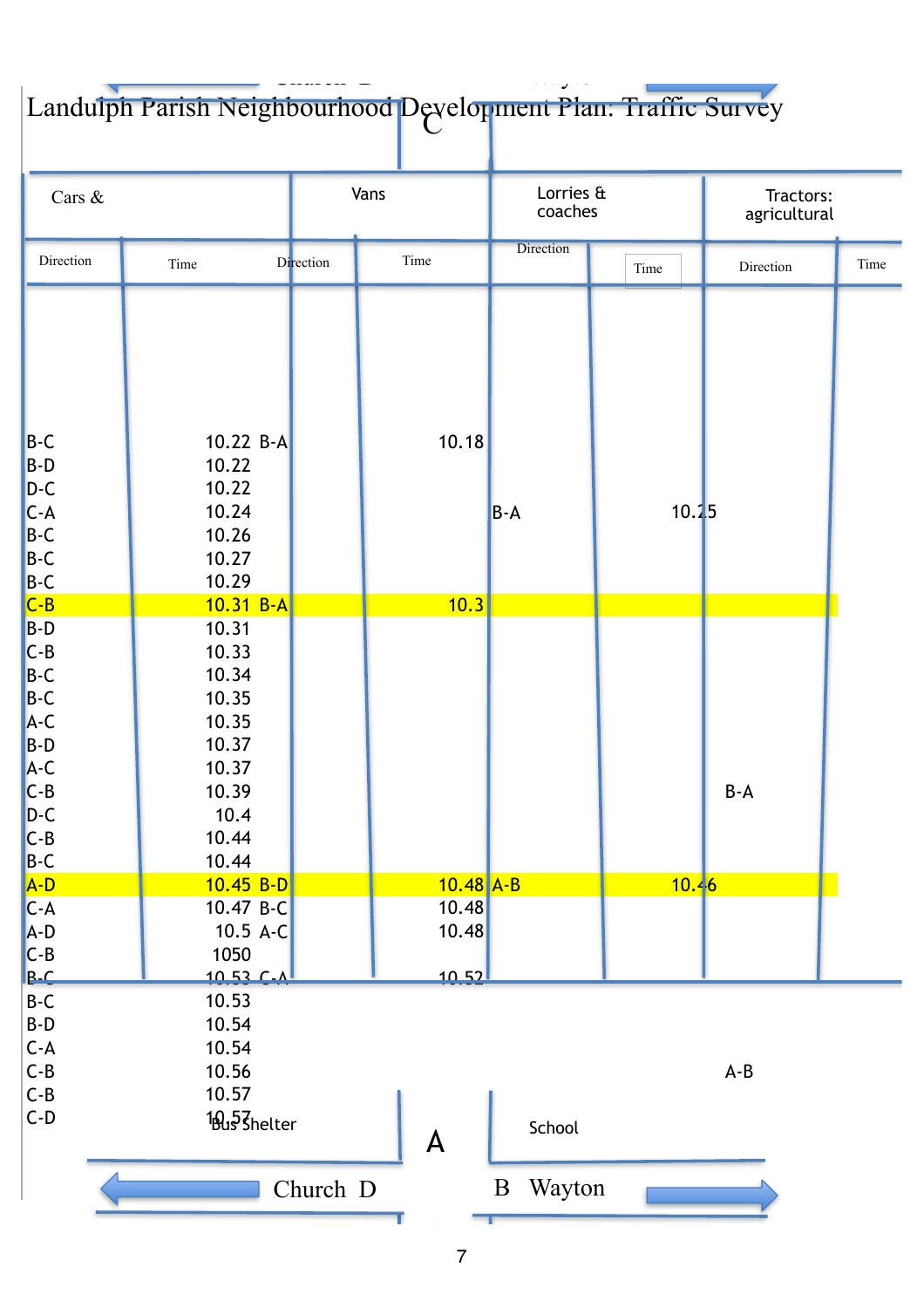# Landulph Parish Neighbourhood Development Plan: Traffic Survey

| Cars & | | Vans | | Lorries & coaches | | Tractors: agricultural | |
|---|---|---|---|---|---|---|---|
| Direction | Time | Direction | Time | Direction | Time | Direction | Time |
| B-C | 10.22 | B-A | 10.18 | | | | |
| B-D | 10.22 | | | | | | |
| D-C | 10.22 | | | | | | |
| C-A | 10.24 | | | B-A | 10.25 | | |
| B-C | 10.26 | | | | | | |
| B-C | 10.27 | | | | | | |
| B-C | 10.29 | | | | | | |
| C-B | 10.31 | B-A | 10.3 | | | | |
| B-D | 10.31 | | | | | | |
| C-B | 10.33 | | | | | | |
| B-C | 10.34 | | | | | | |
| B-C | 10.35 | | | | | | |
| A-C | 10.35 | | | | | | |
| B-D | 10.37 | | | | | | |
| A-C | 10.37 | | | | | | |
| C-B | 10.39 | | | | | B-A | |
| D-C | 10.4 | | | | | | |
| C-B | 10.44 | | | | | | |
| B-C | 10.44 | | | | | | |
| A-D | 10.45 | B-D | 10.48 | A-B | 10.46 | | |
| C-A | 10.47 | B-C | 10.48 | | | | |
| A-D | 10.5 | A-C | 10.48 | | | | |
| C-B | 1050 | | | | | | |
| B-C | 10.53 | C-A | 10.52 | | | | |
| B-C | 10.53 | | | | | | |
| B-D | 10.54 | | | | | | |
| C-A | 10.54 | | | | | | |
| C-B | 10.56 | | | | | A-B | |
| C-B | 10.57 | | | | | | |
| C-D | 10.57 | | | | | | |

C

Bus Shelter

A

School

Church D

B Wayton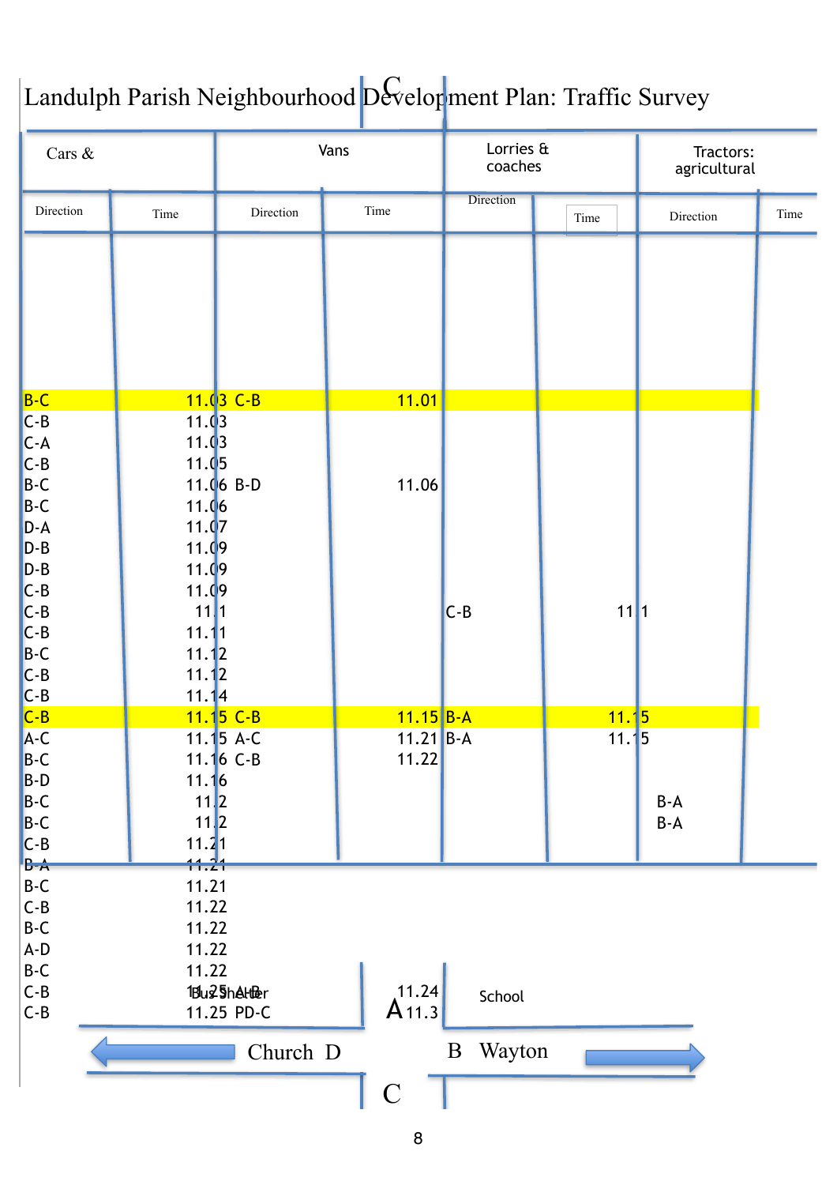# Landulph Parish Neighbourhood Development Plan: Traffic Survey

| Cars & | | Vans | | Lorries & coaches | | Tractors: agricultural | |
|---|---|---|---|---|---|---|---|
| Direction | Time | Direction | Time | Direction | Time | Direction | Time |
| B-C | 11.03 | C-B | 11.01 | | | | |
| C-B | 11.03 | | | | | | |
| C-A | 11.03 | | | | | | |
| C-B | 11.05 | | | | | | |
| B-C | 11.06 | B-D | 11.06 | | | | |
| B-C | 11.06 | | | | | | |
| D-A | 11.07 | | | | | | |
| D-B | 11.09 | | | | | | |
| D-B | 11.09 | | | | | | |
| C-B | 11.09 | | | | | | |
| C-B | 11.1 | | | C-B | 11.1 | | |
| C-B | 11.11 | | | | | | |
| B-C | 11.12 | | | | | | |
| C-B | 11.12 | | | | | | |
| C-B | 11.14 | | | | | | |
| C-B | 11.15 | C-B | 11.15 | B-A | 11.15 | | |
| A-C | 11.15 | A-C | 11.21 | B-A | 11.15 | | |
| B-C | 11.16 | C-B | 11.22 | | | | |
| B-D | 11.16 | | | | | | |
| B-C | 11.2 | | | | | B-A | |
| B-C | 11.2 | | | | | B-A | |
| C-B | 11.21 | | | | | | |
| B-A | 11.21 | | | | | | |
| B-C | 11.21 | | | | | | |
| C-B | 11.22 | | | | | | |
| B-C | 11.22 | | | | | | |
| A-D | 11.22 | | | | | | |
| B-C | 11.22 | | | | | | |
| C-B | 11.25 | A-B | 11.24 | | | | |
| C-B | 11.25 | PD-C | 11.3 | | | | |

Bus Shelter — A — School

Church D — B Wayton

C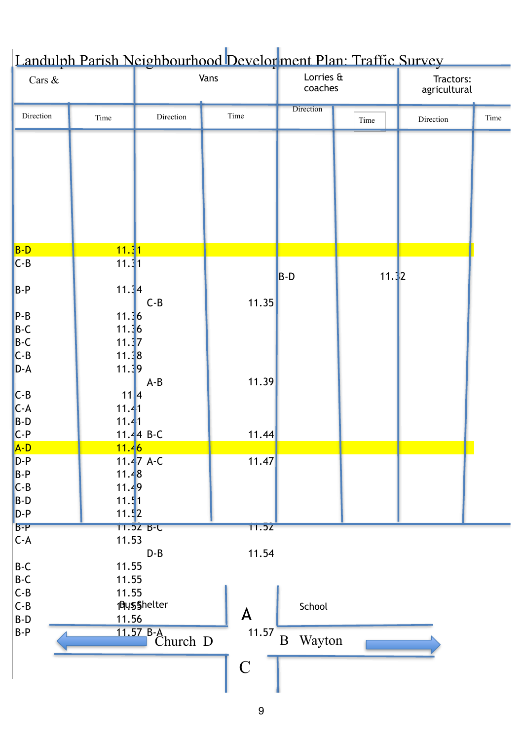# Landulph Parish Neighbourhood Development Plan: Traffic Survey

| Cars & | | Vans | | Lorries & coaches | | Tractors: agricultural | |
|---|---|---|---|---|---|---|---|
| Direction | Time | Direction | Time | Direction | Time | Direction | Time |
| B-D | 11.31 | | | | | | |
| C-B | 11.31 | | | | | | |
| | | | | B-D | 11.32 | | |
| B-P | 11.34 | | | | | | |
| | | C-B | 11.35 | | | | |
| P-B | 11.36 | | | | | | |
| B-C | 11.36 | | | | | | |
| B-C | 11.37 | | | | | | |
| C-B | 11.38 | | | | | | |
| D-A | 11.39 | | | | | | |
| | | A-B | 11.39 | | | | |
| C-B | 11.4 | | | | | | |
| C-A | 11.41 | | | | | | |
| B-D | 11.41 | | | | | | |
| C-P | 11.44 | B-C | 11.44 | | | | |
| A-D | 11.46 | | | | | | |
| D-P | 11.47 | A-C | 11.47 | | | | |
| B-P | 11.48 | | | | | | |
| C-B | 11.49 | | | | | | |
| B-D | 11.51 | | | | | | |
| D-P | 11.52 | | | | | | |
| B-P | 11.52 | B-C | 11.52 | | | | |
| C-A | 11.53 | | | | | | |
| | | D-B | 11.54 | | | | |
| B-C | 11.55 | | | | | | |
| B-C | 11.55 | | | | | | |
| C-B | 11.55 | | | | | | |
| C-B | 11.55 | | | | | | |
| B-D | 11.56 | | | | | | |
| B-P | 11.57 | B-A | 11.57 | | | | |

Bus Shelter

School

A

Church D

B Wayton

C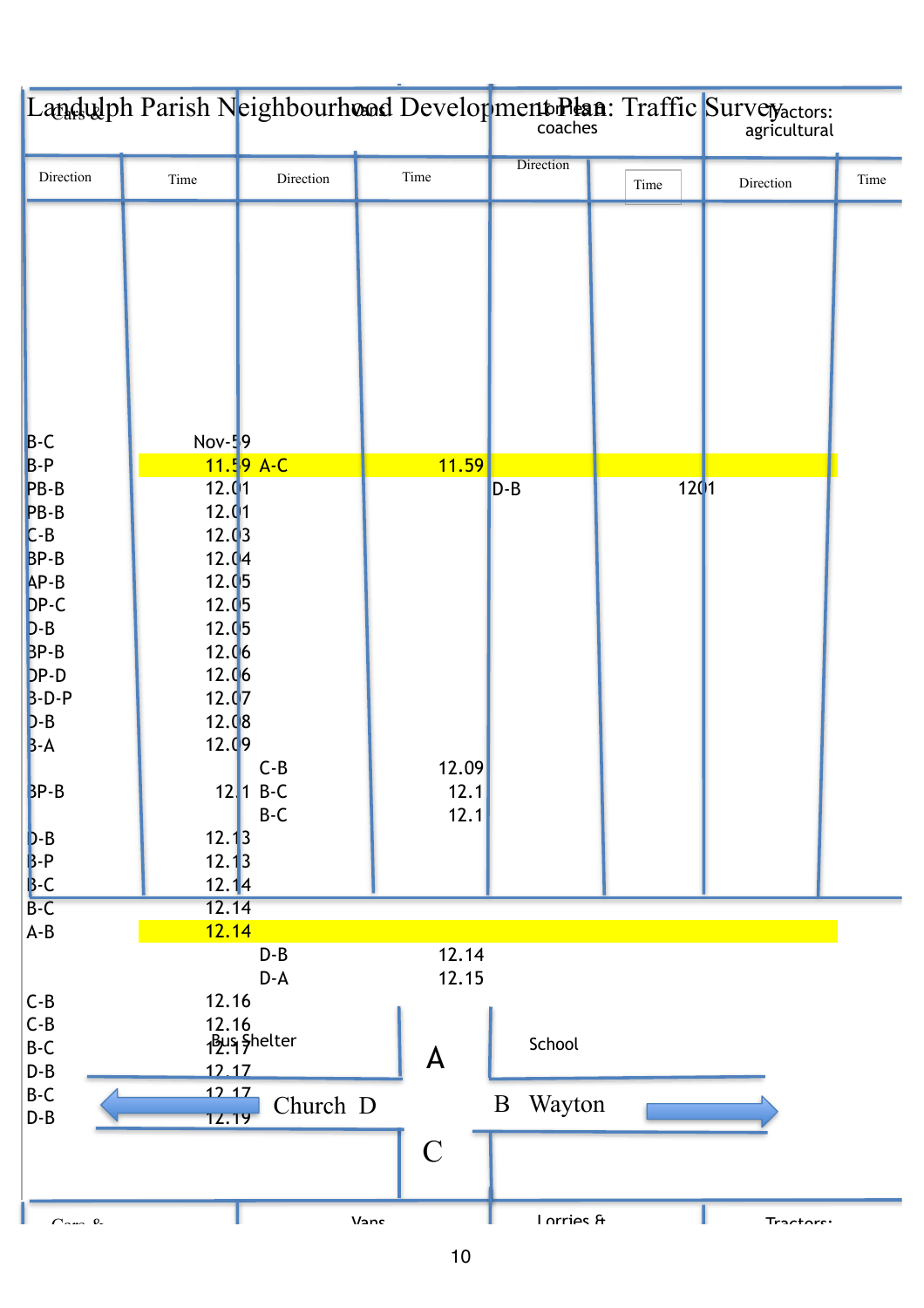# Landulph Parish Neighbourhood Development Plan: Traffic Survey

| Cars & | | Vans | | Lorries & coaches | | Tractors: agricultural | |
|---|---|---|---|---|---|---|---|
| Direction | Time | Direction | Time | Direction | Time | Direction | Time |
| B-C | Nov-59 | | | | | | |
| B-P | 11.59 | A-C | 11.59 | | | | |
| PB-B | 12.01 | | | D-B | 1201 | | |
| PB-B | 12.01 | | | | | | |
| C-B | 12.03 | | | | | | |
| BP-B | 12.04 | | | | | | |
| AP-B | 12.05 | | | | | | |
| DP-C | 12.05 | | | | | | |
| D-B | 12.05 | | | | | | |
| BP-B | 12.06 | | | | | | |
| DP-D | 12.06 | | | | | | |
| B-D-P | 12.07 | | | | | | |
| D-B | 12.08 | | | | | | |
| B-A | 12.09 | | | | | | |
| | | C-B | 12.09 | | | | |
| BP-B | 12.1 | B-C | 12.1 | | | | |
| | | B-C | 12.1 | | | | |
| D-B | 12.13 | | | | | | |
| B-P | 12.13 | | | | | | |
| B-C | 12.14 | | | | | | |
| B-C | 12.14 | | | | | | |
| A-B | 12.14 | | | | | | |
| | | D-B | 12.14 | | | | |
| | | D-A | 12.15 | | | | |
| C-B | 12.16 | | | | | | |
| C-B | 12.16 | | | | | | |
| B-C | 12.17 | | | | | | |
| D-B | 12.17 | | | | | | |
| B-C | 12.17 | | | | | | |
| D-B | 12.19 | | | | | | |

Bus Shelter

A

School

Church D

B Wayton

C

| Cars & | Vans | Lorries & | Tractors: |
|---|---|---|---|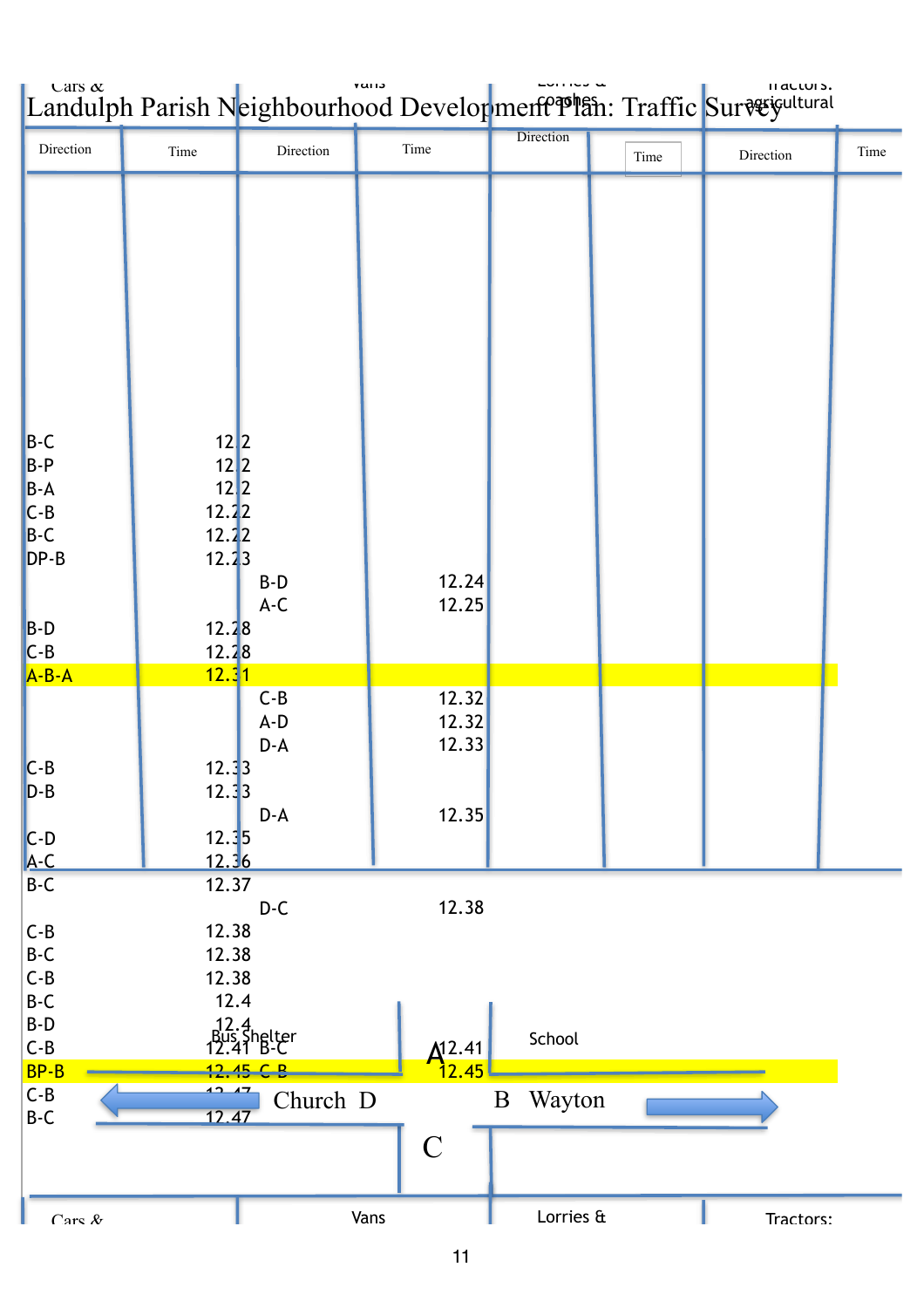# Landulph Parish Neighbourhood Development Plan: Traffic Survey

| Cars & | | Vans | | Lorries & coaches | | Tractors: agricultural | |
|---|---|---|---|---|---|---|---|
| Direction | Time | Direction | Time | Direction | Time | Direction | Time |
| B-C | 12.2 | | | | | | |
| B-P | 12.2 | | | | | | |
| B-A | 12.2 | | | | | | |
| C-B | 12.22 | | | | | | |
| B-C | 12.22 | | | | | | |
| DP-B | 12.23 | | | | | | |
| | | B-D | 12.24 | | | | |
| | | A-C | 12.25 | | | | |
| B-D | 12.28 | | | | | | |
| C-B | 12.28 | | | | | | |
| A-B-A | 12.31 | | | | | | |
| | | C-B | 12.32 | | | | |
| | | A-D | 12.32 | | | | |
| | | D-A | 12.33 | | | | |
| C-B | 12.33 | | | | | | |
| D-B | 12.33 | | | | | | |
| | | D-A | 12.35 | | | | |
| C-D | 12.35 | | | | | | |
| A-C | 12.36 | | | | | | |
| B-C | 12.37 | | | | | | |
| | | D-C | 12.38 | | | | |
| C-B | 12.38 | | | | | | |
| B-C | 12.38 | | | | | | |
| C-B | 12.38 | | | | | | |
| B-C | 12.4 | | | | | | |
| B-D | 12.4 | | | | | | |
| C-B | 12.41 | B-C | 12.41 | | | | |
| BP-B | 12.45 | C-B | 12.45 | | | | |
| C-B | 12.47 | | | | | | |
| B-C | 12.47 | | | | | | |

Bus Shelter A School

Church D B Wayton

C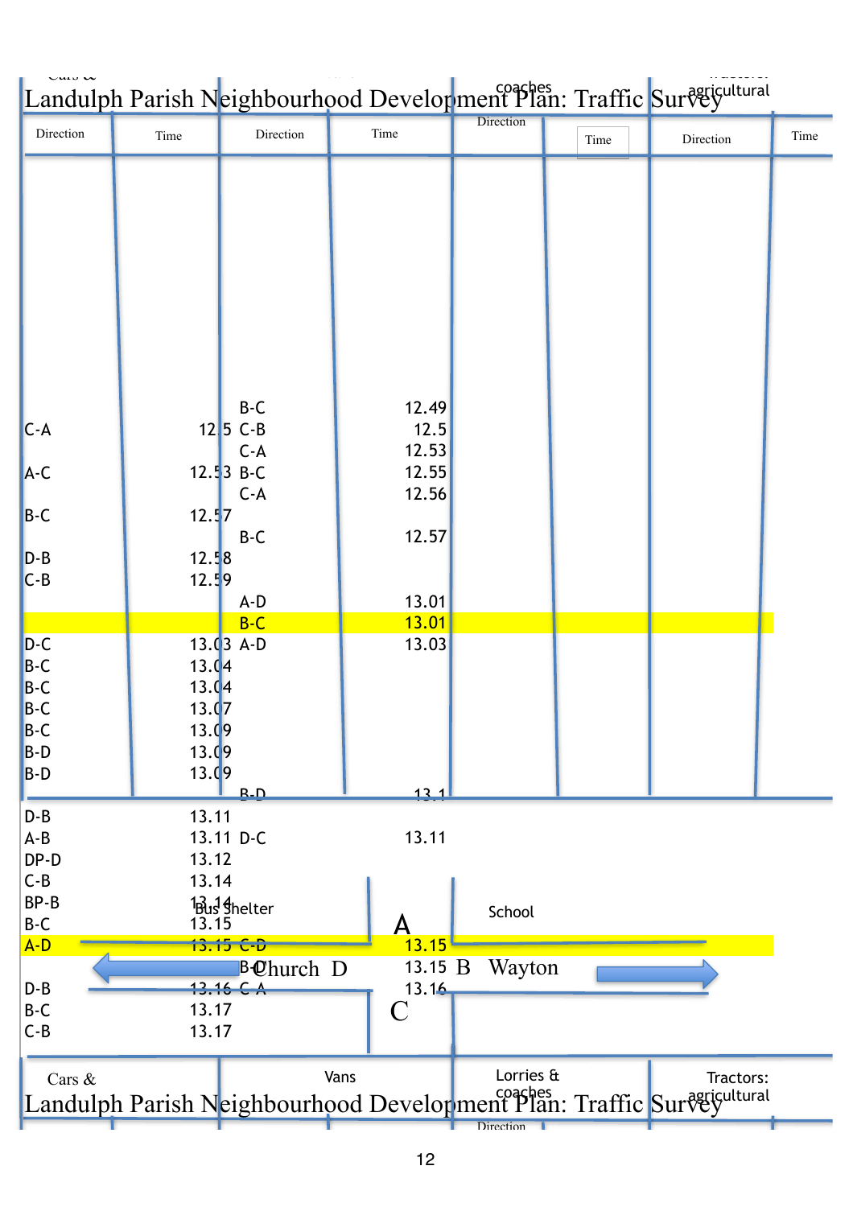# Landulph Parish Neighbourhood Development Plan: Traffic Survey

| Cars & | | Vans | | Lorries & coaches | | Tractors: agricultural | |
|---|---|---|---|---|---|---|---|
| Direction | Time | Direction | Time | Direction | Time | Direction | Time |
| | | B-C | 12.49 | | | | |
| C-A | 12.5 | C-B | 12.5 | | | | |
| | | C-A | 12.53 | | | | |
| A-C | 12.53 | B-C | 12.55 | | | | |
| | | C-A | 12.56 | | | | |
| B-C | 12.57 | | | | | | |
| | | B-C | 12.57 | | | | |
| D-B | 12.58 | | | | | | |
| C-B | 12.59 | | | | | | |
| | | A-D | 13.01 | | | | |
| | | B-C | 13.01 | | | | |
| D-C | 13.03 | A-D | 13.03 | | | | |
| B-C | 13.04 | | | | | | |
| B-C | 13.04 | | | | | | |
| B-C | 13.07 | | | | | | |
| B-C | 13.09 | | | | | | |
| B-D | 13.09 | | | | | | |
| B-D | 13.09 | | | | | | |
| | | B-D | 13.1 | | | | |
| D-B | 13.11 | | | | | | |
| A-B | 13.11 | D-C | 13.11 | | | | |
| DP-D | 13.12 | | | | | | |
| C-B | 13.14 | | | | | | |
| BP-B | 13.14 | | | | | | |
| B-C | 13.15 | | | | | | |
| A-D | 13.15 | C-D | 13.15 | | | | |
| | | B-C | 13.15 | | | | |
| D-B | 13.16 | C-A | 13.16 | | | | |
| B-C | 13.17 | | | | | | |
| C-B | 13.17 | | | | | | |

Bus Shelter — A — School

Church D — B Wayton

C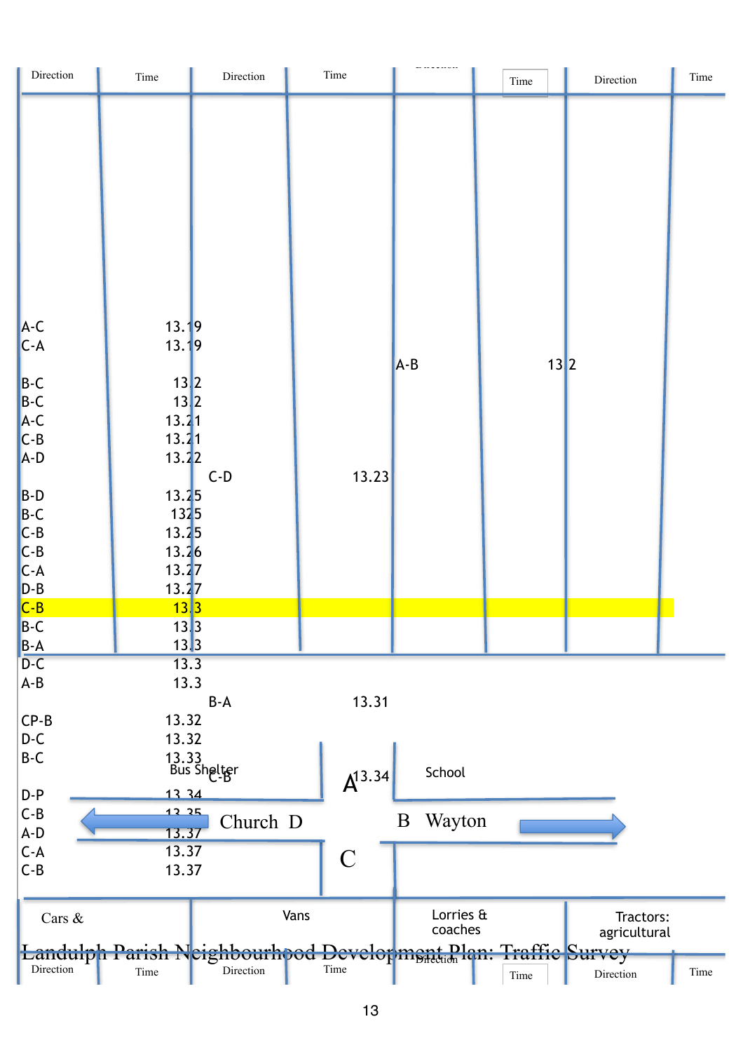| Direction | Time | Direction | Time | Direction | Time | Direction | Time |
|---|---|---|---|---|---|---|---|
| A-C | 13.19 | | | | | | |
| C-A | 13.19 | | | | | | |
| | | | | A-B | 13.2 | | |
| B-C | 13.2 | | | | | | |
| B-C | 13.2 | | | | | | |
| A-C | 13.21 | | | | | | |
| C-B | 13.21 | | | | | | |
| A-D | 13.22 | | | | | | |
| | | C-D | 13.23 | | | | |
| B-D | 13.25 | | | | | | |
| B-C | 1325 | | | | | | |
| C-B | 13.25 | | | | | | |
| C-B | 13.26 | | | | | | |
| C-A | 13.27 | | | | | | |
| D-B | 13.27 | | | | | | |
| C-B | 13.3 | | | | | | |
| B-C | 13.3 | | | | | | |
| B-A | 13.3 | | | | | | |
| D-C | 13.3 | | | | | | |
| A-B | 13.3 | | | | | | |
| | | B-A | 13.31 | | | | |
| CP-B | 13.32 | | | | | | |
| D-C | 13.32 | | | | | | |
| B-C | 13.33 | | | | | | |
| | | C-B | 13.34 | | | | |
| D-P | 13.34 | | | | | | |
| C-B | 13.35 | | | | | | |
| A-D | 13.37 | | | | | | |
| C-A | 13.37 | | | | | | |
| C-B | 13.37 | | | | | | |

Bus Shelter

A

School

Church D

B Wayton

C

| Cars & | | Vans | | Lorries & coaches | | Tractors: agricultural | |
|---|---|---|---|---|---|---|---|
| Direction | Time | Direction | Time | Direction | Time | Direction | Time |

Landulph Parish Neighbourhood Development Plan: Traffic Survey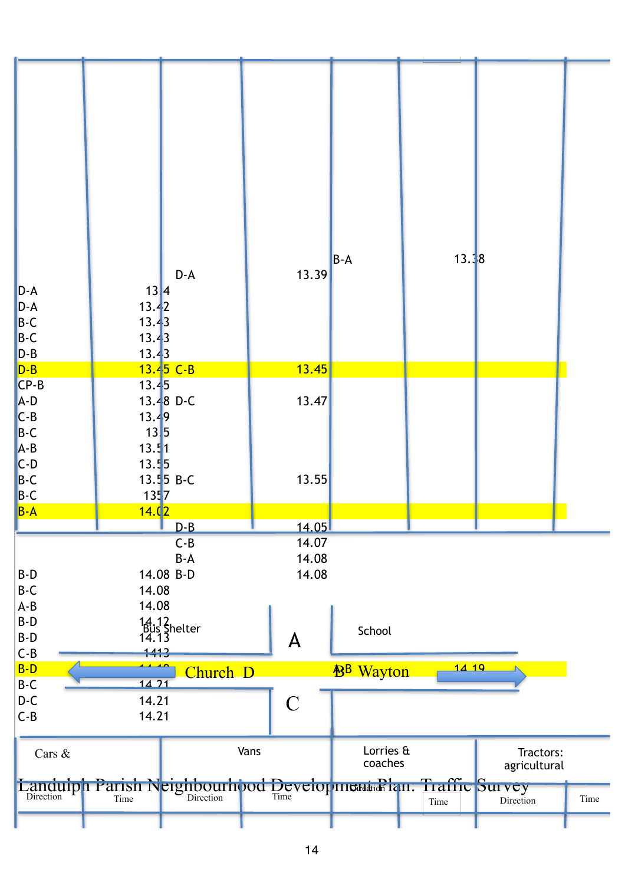Landulph Parish Neighbourhood Development Plan: Traffic Survey

| Cars & | | Vans | | Lorries & coaches | | Tractors: agricultural | |
|---|---|---|---|---|---|---|---|
| Direction | Time | Direction | Time | Direction | Time | Direction | Time |
| | | | | B-A | 13.38 | | |
| | | D-A | 13.39 | | | | |
| D-A | 13.4 | | | | | | |
| D-A | 13.42 | | | | | | |
| B-C | 13.43 | | | | | | |
| B-C | 13.43 | | | | | | |
| D-B | 13.43 | | | | | | |
| D-B | 13.45 | C-B | 13.45 | | | | |
| CP-B | 13.45 | | | | | | |
| A-D | 13.48 | D-C | 13.47 | | | | |
| C-B | 13.49 | | | | | | |
| B-C | 13.5 | | | | | | |
| A-B | 13.51 | | | | | | |
| C-D | 13.55 | | | | | | |
| B-C | 13.55 | B-C | 13.55 | | | | |
| B-C | 1357 | | | | | | |
| B-A | 14.02 | | | | | | |
| | | D-B | 14.05 | | | | |
| | | C-B | 14.07 | | | | |
| | | B-A | 14.08 | | | | |
| B-D | 14.08 | B-D | 14.08 | | | | |
| B-C | 14.08 | | | | | | |
| A-B | 14.08 | | | | | | |
| B-D | 14.12 | | | | | | |
| B-D | 14.13 | | | | | | |
| C-B | 1413 | | | | | | |
| B-D | 14.19 | | | A-B | 14.19 | | |
| B-C | 14.21 | | | | | | |
| D-C | 14.21 | | | | | | |
| C-B | 14.21 | | | | | | |

Bus Shelter

A

School

Church D

B Wayton

C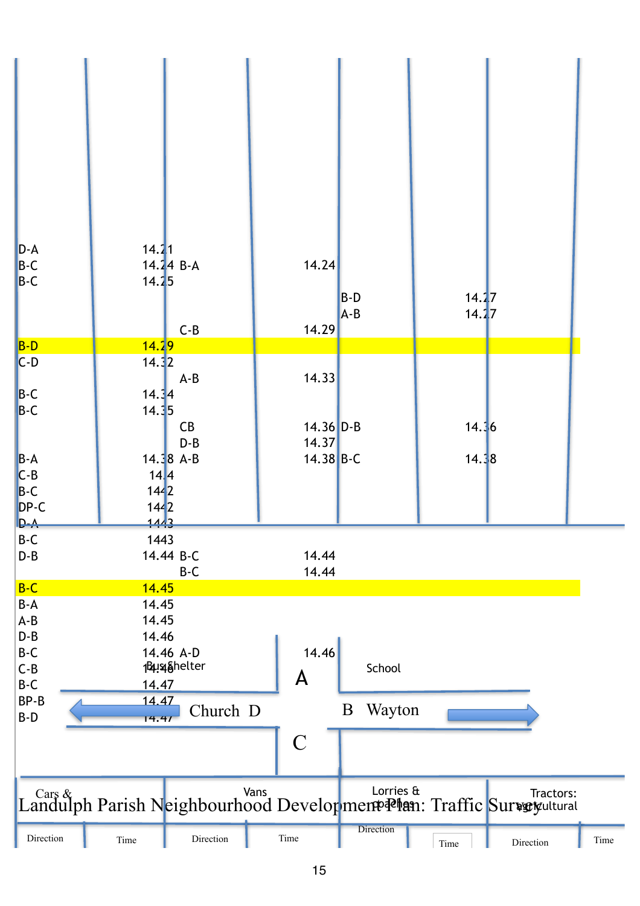Landulph Parish Neighbourhood Development Plan: Traffic Survey

| Cars & | | Vans | | Lorries & coaches | | Tractors: agricultural | |
|---|---|---|---|---|---|---|---|
| Direction | Time | Direction | Time | Direction | Time | Direction | Time |
| D-A | 14.21 | | | | | | |
| B-C | 14.24 | B-A | 14.24 | | | | |
| B-C | 14.25 | | | | | | |
| | | | | B-D | 14.27 | | |
| | | | | A-B | 14.27 | | |
| | | C-B | 14.29 | | | | |
| B-D | 14.29 | | | | | | |
| C-D | 14.32 | | | | | | |
| | | A-B | 14.33 | | | | |
| B-C | 14.34 | | | | | | |
| B-C | 14.35 | | | | | | |
| | | CB | 14.36 | D-B | 14.36 | | |
| | | D-B | 14.37 | | | | |
| B-A | 14.38 | A-B | 14.38 | B-C | 14.38 | | |
| C-B | 14.4 | | | | | | |
| B-C | 1442 | | | | | | |
| DP-C | 1442 | | | | | | |
| D-A | 1443 | | | | | | |
| B-C | 1443 | | | | | | |
| D-B | 14.44 | B-C | 14.44 | | | | |
| | | B-C | 14.44 | | | | |
| B-C | 14.45 | | | | | | |
| B-A | 14.45 | | | | | | |
| A-B | 14.45 | | | | | | |
| D-B | 14.46 | | | | | | |
| B-C | 14.46 | A-D | 14.46 | | | | |
| C-B | 14.46 | | | | | | |
| B-C | 14.47 | | | | | | |
| BP-B | 14.47 | | | | | | |
| B-D | 14.47 | | | | | | |

Bus Shelter

A

School

Church D

B Wayton

C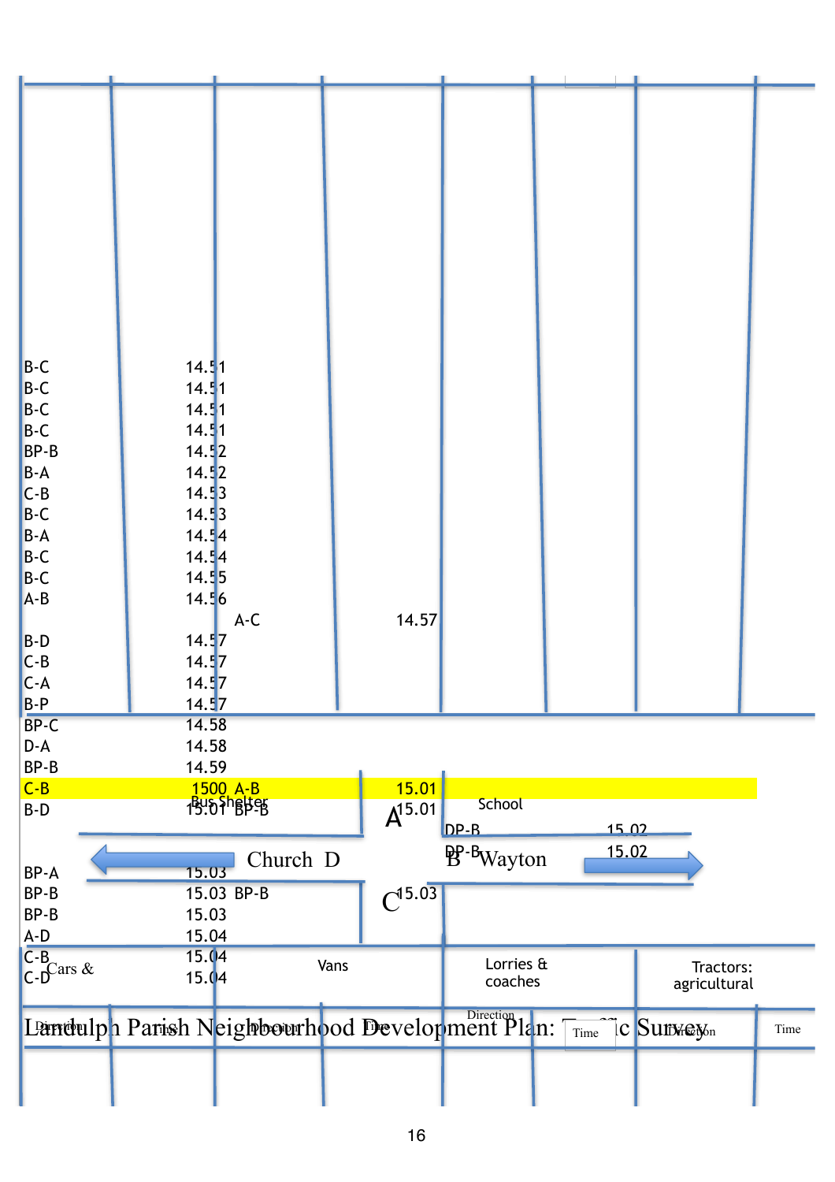Landulph Parish Neighbourhood Development Plan: Traffic Survey

| Cars & | | Vans | | Lorries & coaches | | Tractors: agricultural | |
|---|---|---|---|---|---|---|---|
| Direction | Time | Direction | Time | Direction | Time | Direction | Time |
| B-C | 14.51 | | | | | | |
| B-C | 14.51 | | | | | | |
| B-C | 14.51 | | | | | | |
| B-C | 14.51 | | | | | | |
| BP-B | 14.52 | | | | | | |
| B-A | 14.52 | | | | | | |
| C-B | 14.53 | | | | | | |
| B-C | 14.53 | | | | | | |
| B-A | 14.54 | | | | | | |
| B-C | 14.54 | | | | | | |
| B-C | 14.55 | | | | | | |
| A-B | 14.56 | | | | | | |
| | | A-C | 14.57 | | | | |
| B-D | 14.57 | | | | | | |
| C-B | 14.57 | | | | | | |
| C-A | 14.57 | | | | | | |
| B-P | 14.57 | | | | | | |
| BP-C | 14.58 | | | | | | |
| D-A | 14.58 | | | | | | |
| BP-B | 14.59 | | | | | | |
| C-B | 1500 | A-B | 15.01 | | | | |
| B-D | 15.01 | BP-B | 15.01 | | | | |
| | | | | DP-B | 15.02 | | |
| | | | | DP-B | 15.02 | | |
| BP-A | 15.03 | | | | | | |
| BP-B | 15.03 | BP-B | 15.03 | | | | |
| BP-B | 15.03 | | | | | | |
| A-D | 15.04 | | | | | | |
| C-B | 15.04 | | | | | | |
| C-D | 15.04 | | | | | | |

Bus Shelter — A — School

Church D — B Wayton

C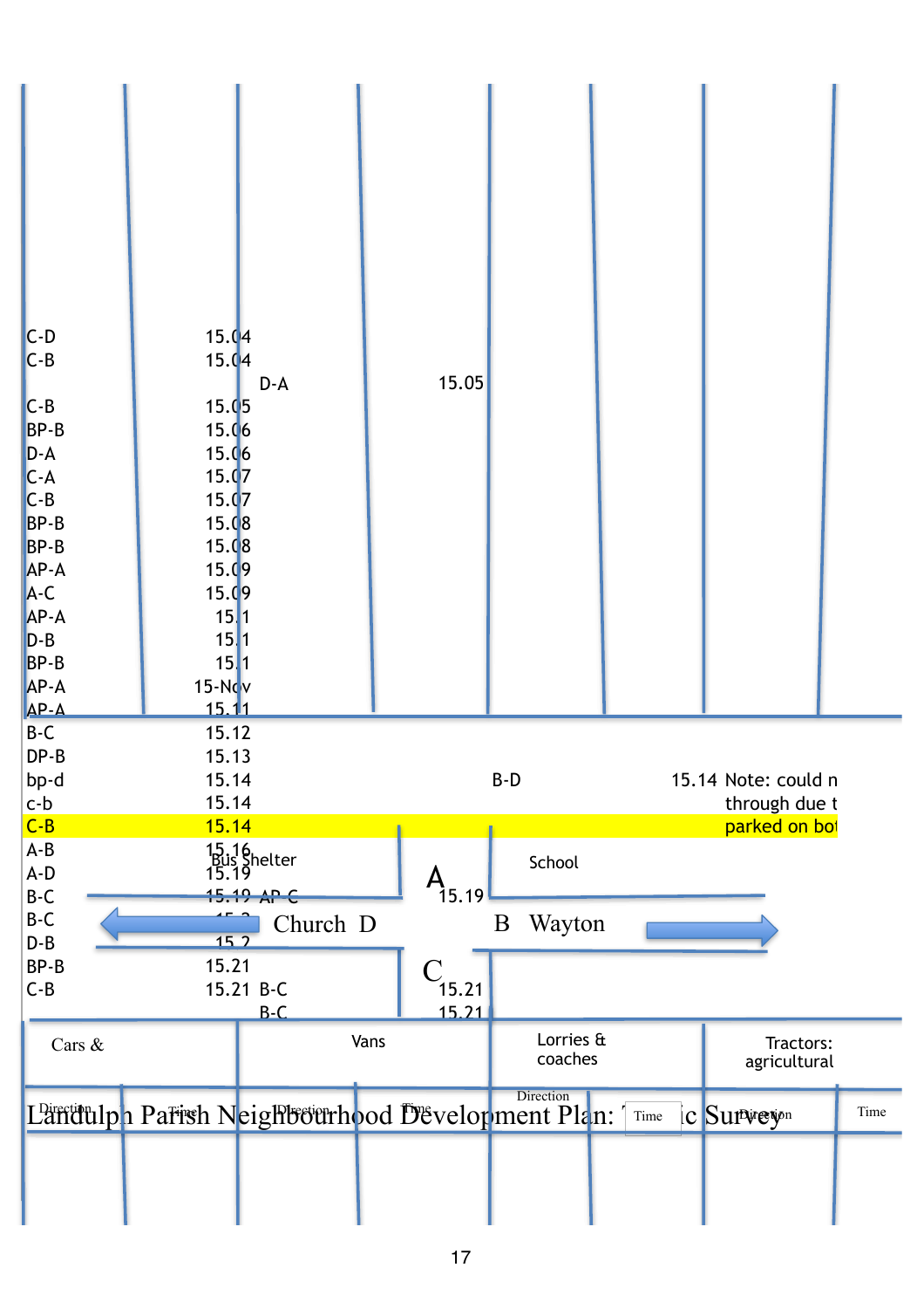Landulph Parish Neighbourhood Development Plan: Traffic Survey

| Cars & | | Vans | | Lorries & coaches | | Tractors: agricultural | |
|---|---|---|---|---|---|---|---|
| Direction | Time | Direction | Time | Direction | Time | Direction | Time |
| C-D | 15.04 | | | | | | |
| C-B | 15.04 | | | | | | |
| | | D-A | 15.05 | | | | |
| C-B | 15.05 | | | | | | |
| BP-B | 15.06 | | | | | | |
| D-A | 15.06 | | | | | | |
| C-A | 15.07 | | | | | | |
| C-B | 15.07 | | | | | | |
| BP-B | 15.08 | | | | | | |
| BP-B | 15.08 | | | | | | |
| AP-A | 15.09 | | | | | | |
| A-C | 15.09 | | | | | | |
| AP-A | 15.1 | | | | | | |
| D-B | 15.1 | | | | | | |
| BP-B | 15.1 | | | | | | |
| AP-A | 15-Nov | | | | | | |
| AP-A | 15.11 | | | | | | |
| B-C | 15.12 | | | | | | |
| DP-B | 15.13 | | | | | | |
| bp-d | 15.14 | | | B-D | | | 15.14 Note: could n through due t parked on bot |
| c-b | 15.14 | | | | | | |
| C-B | 15.14 | | | | | | |
| A-B | 15.16 | | | | | | |
| A-D | 15.19 | | | | | | |
| B-C | 15.19 | AP-C | 15.19 | | | | |
| B-C | 15.2 | | | | | | |
| D-B | 15.2 | | | | | | |
| BP-B | 15.21 | | | | | | |
| C-B | 15.21 | B-C | 15.21 | | | | |
| | | B-C | 15.21 | | | | |

Bus Shelter — School — A — Church D — B Wayton — C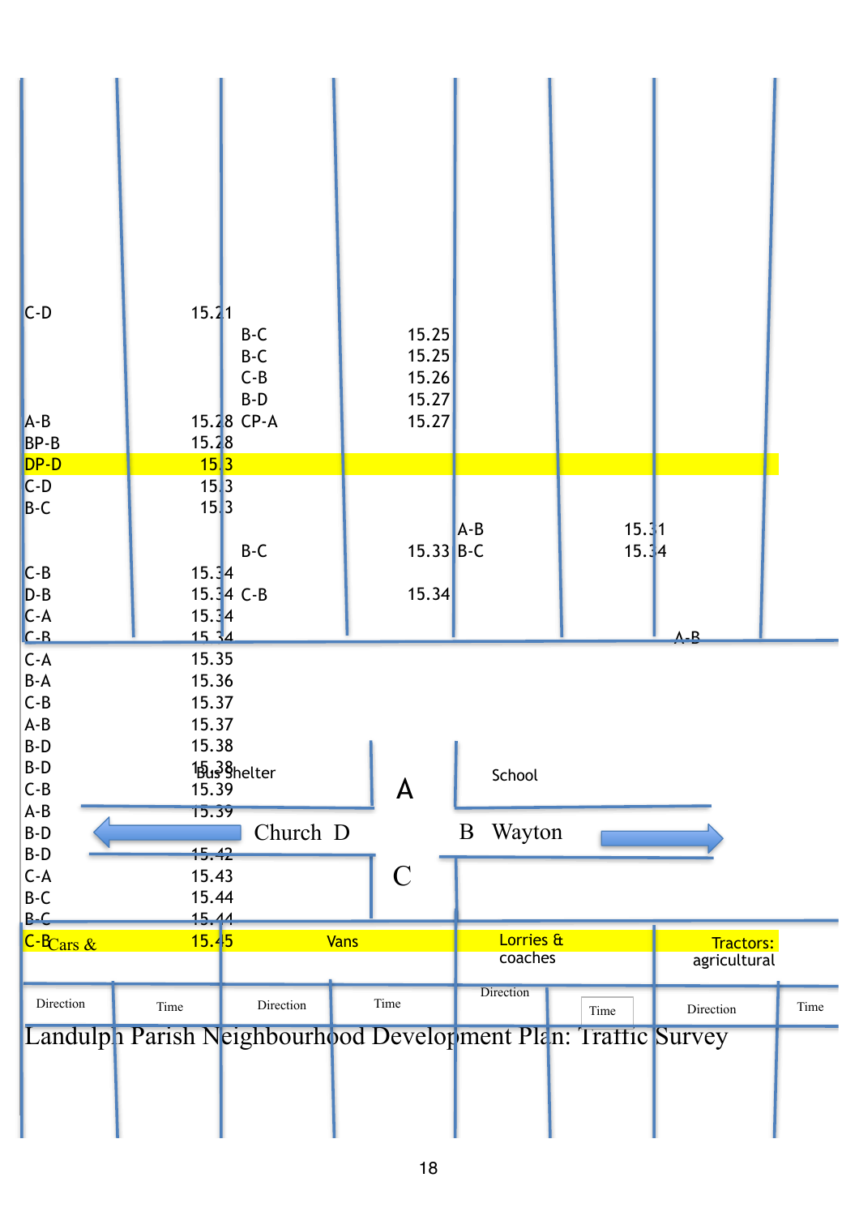# Landulph Parish Neighbourhood Development Plan: Traffic Survey

| Cars & | | Vans | | Lorries & coaches | | Tractors: agricultural | |
|---|---|---|---|---|---|---|---|
| Direction | Time | Direction | Time | Direction | Time | Direction | Time |
| C-D | 15.21 | | | | | | |
| | | B-C | 15.25 | | | | |
| | | B-C | 15.25 | | | | |
| | | C-B | 15.26 | | | | |
| | | B-D | 15.27 | | | | |
| A-B | 15.28 | CP-A | 15.27 | | | | |
| BP-B | 15.28 | | | | | | |
| DP-D | 15.3 | | | | | | |
| C-D | 15.3 | | | | | | |
| B-C | 15.3 | | | | | | |
| | | | | A-B | 15.31 | | |
| | | B-C | 15.33 | B-C | 15.34 | | |
| C-B | 15.34 | | | | | | |
| D-B | 15.34 | C-B | 15.34 | | | | |
| C-A | 15.34 | | | | | | |
| C-B | 15.34 | | | | | A-B | |
| C-A | 15.35 | | | | | | |
| B-A | 15.36 | | | | | | |
| C-B | 15.37 | | | | | | |
| A-B | 15.37 | | | | | | |
| B-D | 15.38 | | | | | | |
| B-D | 15.38 | | | | | | |
| C-B | 15.39 | | | | | | |
| A-B | 15.39 | | | | | | |
| B-D | | | | | | | |
| B-D | 15.42 | | | | | | |
| C-A | 15.43 | | | | | | |
| B-C | 15.44 | | | | | | |
| B-C | 15.44 | | | | | | |
| C-B | 15.45 | | | | | | |

Bus Shelter

A

School

Church D

B Wayton

C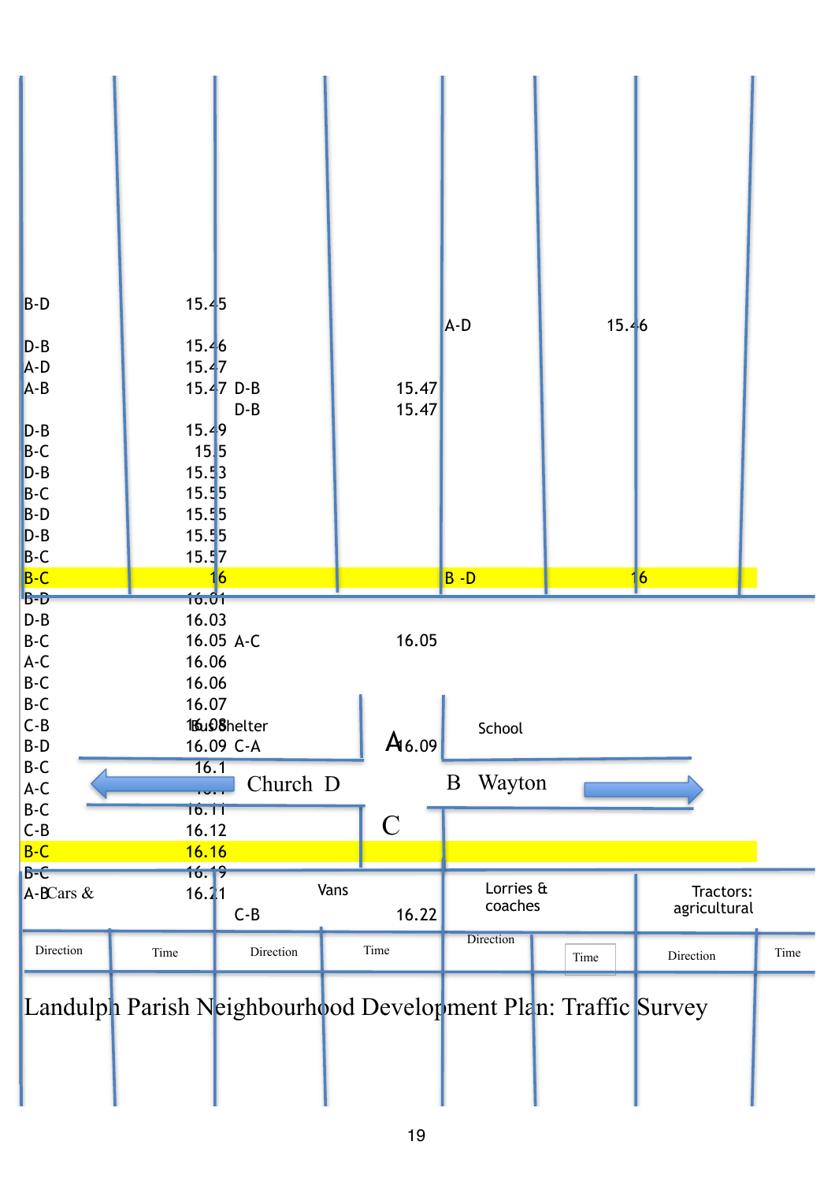# Landulph Parish Neighbourhood Development Plan: Traffic Survey

| Cars & | | Vans | | Lorries & coaches | | Tractors: agricultural | |
|---|---|---|---|---|---|---|---|
| Direction | Time | Direction | Time | Direction | Time | Direction | Time |
| B-D | 15.45 | | | A-D | 15.46 | | |
| D-B | 15.46 | | | | | | |
| A-D | 15.47 | | | | | | |
| A-B | 15.47 | D-B | 15.47 | | | | |
| | | D-B | 15.47 | | | | |
| D-B | 15.49 | | | | | | |
| B-C | 15.5 | | | | | | |
| D-B | 15.53 | | | | | | |
| B-C | 15.55 | | | | | | |
| B-D | 15.55 | | | | | | |
| D-B | 15.55 | | | | | | |
| B-C | 15.57 | | | | | | |
| **B-C** | **16** | | | **B -D** | **16** | | |
| B-D | 16.01 | | | | | | |
| D-B | 16.03 | | | | | | |
| B-C | 16.05 | A-C | 16.05 | | | | |
| A-C | 16.06 | | | | | | |
| B-C | 16.06 | | | | | | |
| B-C | 16.07 | | | | | | |
| C-B | 16.08 | | | | | | |
| B-D | 16.09 | C-A | 16.09 | | | | |
| B-C | 16.1 | | | | | | |
| A-C | 16.1 | | | | | | |
| B-C | 16.11 | | | | | | |
| C-B | 16.12 | | | | | | |
| **B-C** | **16.16** | | | | | | |
| B-C | 16.19 | | | | | | |
| A-B | 16.21 | | | | | | |
| | | C-B | 16.22 | | | | |

Bus Shelter — A — School

Church D — B Wayton

C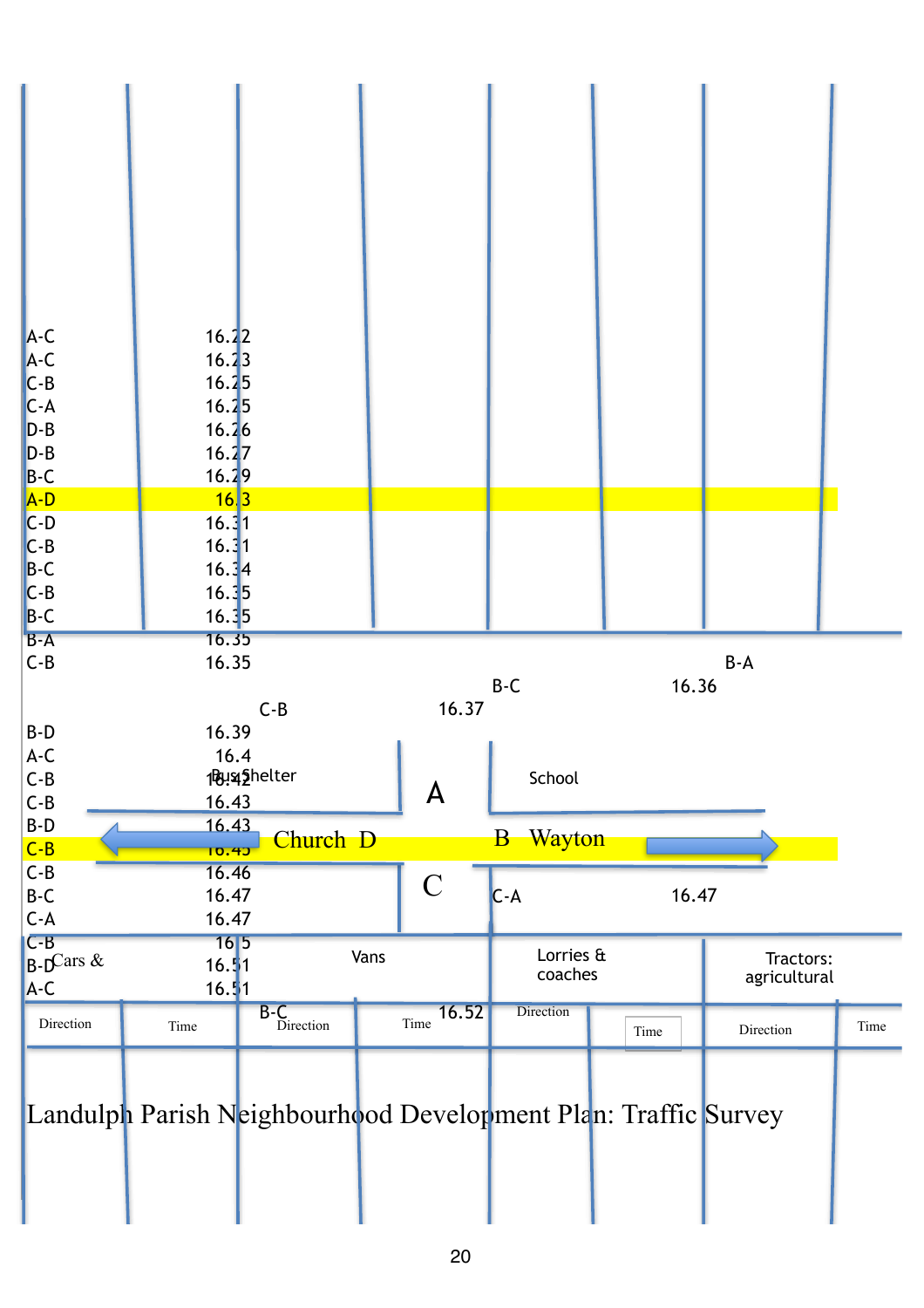| Direction | Time |
|---|---|
| A-C | 16.22 |
| A-C | 16.23 |
| C-B | 16.25 |
| C-A | 16.25 |
| D-B | 16.26 |
| D-B | 16.27 |
| B-C | 16.29 |
| A-D | 16.3 |
| C-D | 16.31 |
| C-B | 16.31 |
| B-C | 16.34 |
| C-B | 16.35 |
| B-C | 16.35 |
| B-A | 16.35 |
| C-B | 16.35 |
| B-A | 16.36 |
| B-C | 16.37 |
| C-B | |
| B-D | 16.39 |
| A-C | 16.4 |
| C-B | 16.42 |
| C-B | 16.43 |
| B-D | 16.43 |
| C-B | 16.45 |
| C-B | 16.46 |
| B-C | 16.47 |
| C-A | 16.47 |
| C-A | 16.47 |
| C-B | 16.5 |
| B-D | 16.51 |
| A-C | 16.51 |
| B-C | 16.52 |

Bus Shelter | A | School

Church D | B Wayton

C

| Cars & | | Vans | | Lorries & coaches | | Tractors: agricultural | |
|---|---|---|---|---|---|---|---|
| Direction | Time | Direction | Time | Direction | Time | Direction | Time |

Landulph Parish Neighbourhood Development Plan: Traffic Survey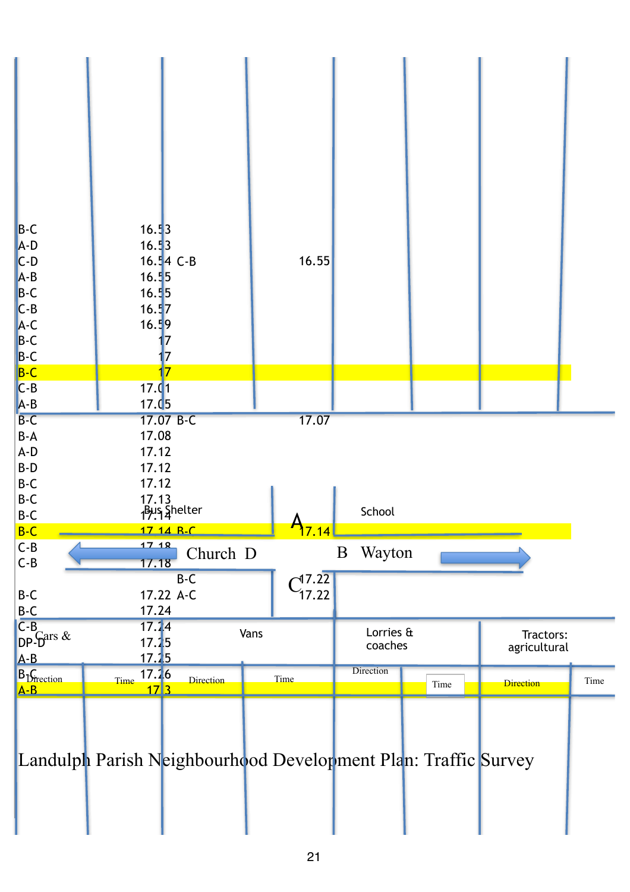# Landulph Parish Neighbourhood Development Plan: Traffic Survey

Church D — A — B Wayton

Bus Shelter — School

C

| Cars & | | Vans | | Lorries & coaches | | Tractors: agricultural | |
|---|---|---|---|---|---|---|---|
| Direction | Time | Direction | Time | Direction | Time | Direction | Time |
| B-C | 16.53 | | | | | | |
| A-D | 16.53 | | | | | | |
| C-D | 16.54 | C-B | 16.55 | | | | |
| A-B | 16.55 | | | | | | |
| B-C | 16.55 | | | | | | |
| C-B | 16.57 | | | | | | |
| A-C | 16.59 | | | | | | |
| B-C | 17 | | | | | | |
| B-C | 17 | | | | | | |
| B-C | 17 | | | | | | |
| C-B | 17.01 | | | | | | |
| A-B | 17.05 | | | | | | |
| B-C | 17.07 | B-C | 17.07 | | | | |
| B-A | 17.08 | | | | | | |
| A-D | 17.12 | | | | | | |
| B-D | 17.12 | | | | | | |
| B-C | 17.12 | | | | | | |
| B-C | 17.13 | | | | | | |
| B-C | 17.14 | | | | | | |
| B-C | 17.14 | B-C | 17.14 | | | | |
| C-B | 17.18 | | | | | | |
| C-B | 17.18 | | | | | | |
| | | B-C | 17.22 | | | | |
| B-C | 17.22 | A-C | 17.22 | | | | |
| B-C | 17.24 | | | | | | |
| C-B | 17.24 | | | | | | |
| DP-D | 17.25 | | | | | | |
| A-B | 17.25 | | | | | | |
| B-C | 17.26 | | | | | | |
| A-B | 17.3 | | | | | | |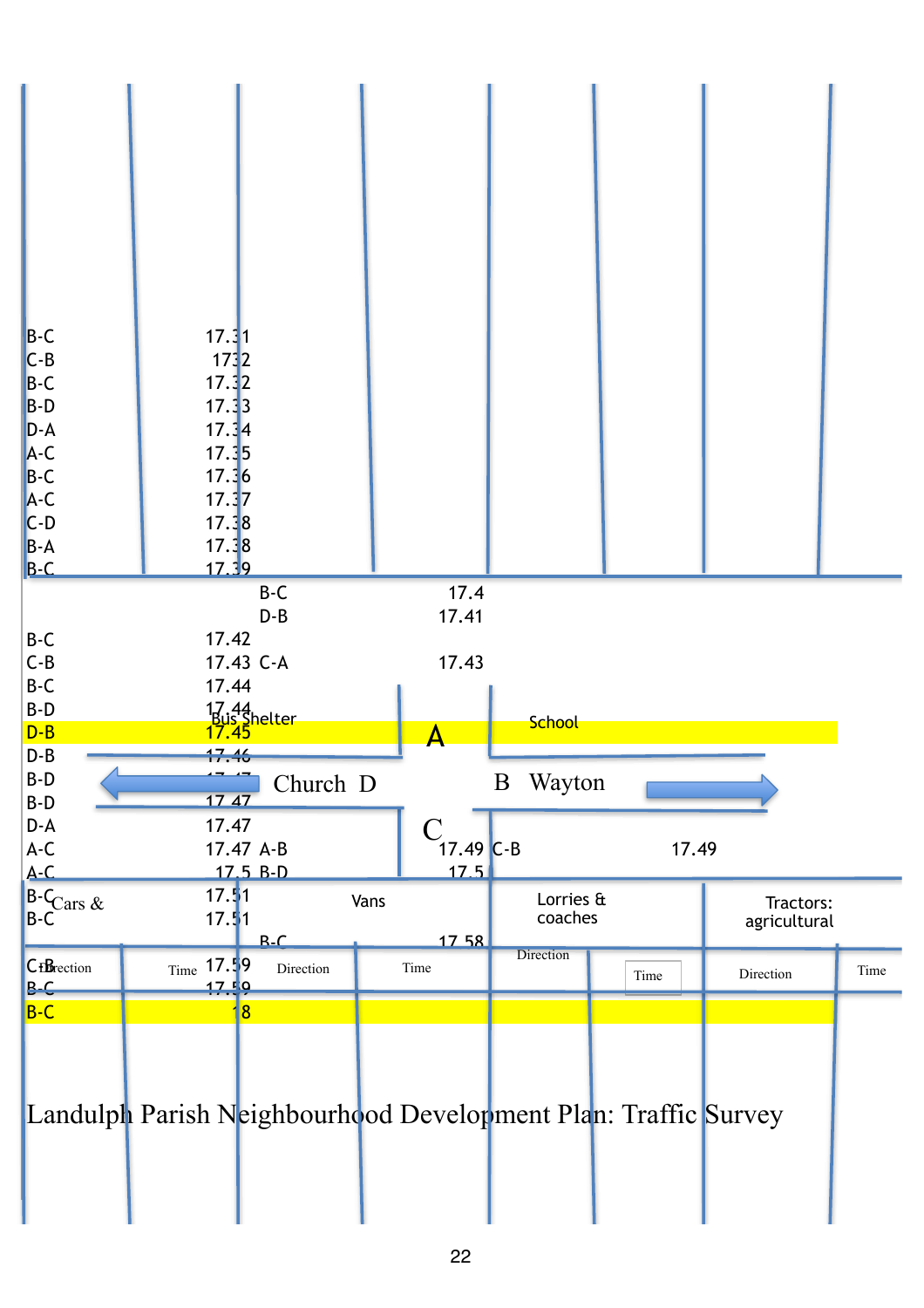| Direction | Time |
|---|---|
| B-C | 17.31 |
| C-B | 1732 |
| B-C | 17.32 |
| B-D | 17.33 |
| D-A | 17.34 |
| A-C | 17.35 |
| B-C | 17.36 |
| A-C | 17.37 |
| C-D | 17.38 |
| B-A | 17.38 |
| B-C | 17.39 |
| B-C | 17.4 |
| D-B | 17.41 |
| B-C | 17.42 |
| C-B | 17.43 |
| C-A | 17.43 |
| B-C | 17.44 |
| B-D | 17.44 |
| D-B | 17.45 |
| D-B | 17.46 |
| B-D | 17.47 |
| B-D | 17.47 |
| D-A | 17.47 |
| A-C | 17.47 |
| A-B | 17.49 |
| C-B | 17.49 |
| A-C | 17.5 |
| B-D | 17.5 |
| B-C | 17.51 |
| B-C | 17.51 |
| B-C | 17.58 |
| C-B | 17.59 |
| B-C | 17.59 |
| B-C | 18 |

Bus Shelter — A — School

Church D — B Wayton

C

| Cars & | | Vans | | Lorries & coaches | | Tractors: agricultural | |
|---|---|---|---|---|---|---|---|
| Direction | Time | Direction | Time | Direction | Time | Direction | Time |

Landulph Parish Neighbourhood Development Plan: Traffic Survey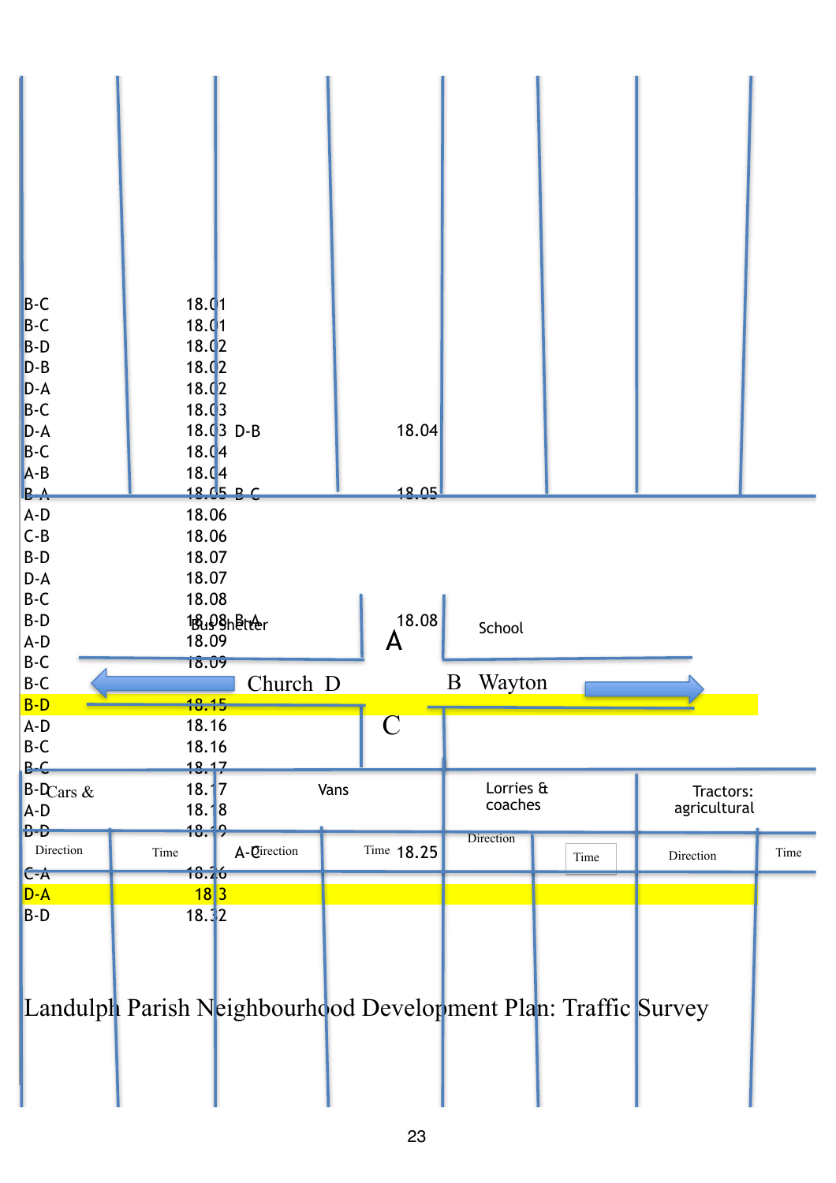# Landulph Parish Neighbourhood Development Plan: Traffic Survey

| Cars & | | Vans | | Lorries & coaches | | Tractors: agricultural | |
|---|---|---|---|---|---|---|---|
| Direction | Time | Direction | Time | Direction | Time | Direction | Time |
| B-C | 18.01 | D-B | 18.04 | | | | |
| B-C | 18.01 | B-C | 18.05 | | | | |
| B-D | 18.02 | B-A | 18.08 | | | | |
| D-B | 18.02 | A-C | 18.25 | | | | |
| D-A | 18.02 | | | | | | |
| B-C | 18.03 | | | | | | |
| D-A | 18.03 | | | | | | |
| B-C | 18.04 | | | | | | |
| A-B | 18.04 | | | | | | |
| B-A | 18.05 | | | | | | |
| A-D | 18.06 | | | | | | |
| C-B | 18.06 | | | | | | |
| B-D | 18.07 | | | | | | |
| D-A | 18.07 | | | | | | |
| B-C | 18.08 | | | | | | |
| B-D | 18.08 | | | | | | |
| A-D | 18.09 | | | | | | |
| B-C | 18.09 | | | | | | |
| B-C | | | | | | | |
| B-D | 18.15 | | | | | | |
| A-D | 18.16 | | | | | | |
| B-C | 18.16 | | | | | | |
| B-C | 18.17 | | | | | | |
| B-D | 18.17 | | | | | | |
| A-D | 18.18 | | | | | | |
| B-D | 18.19 | | | | | | |
| | | | | | | | |
| C-A | 18.26 | | | | | | |
| D-A | 18.3 | | | | | | |
| B-D | 18.32 | | | | | | |

Bus Shelter

A

School

Church D

B Wayton

C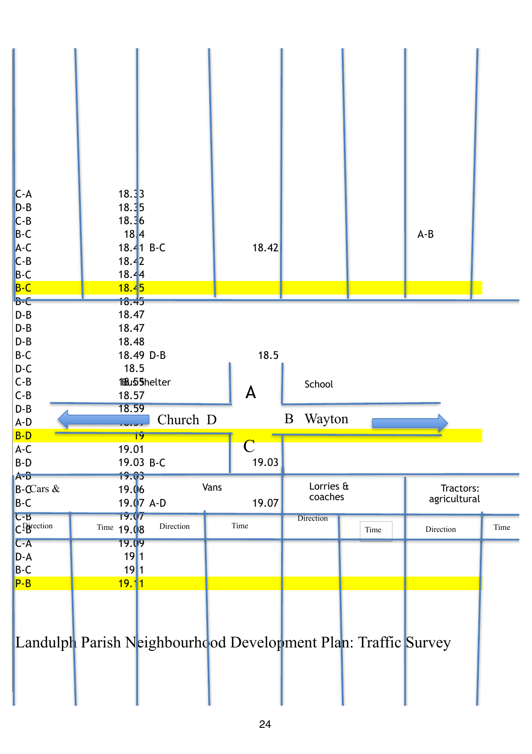# Landulph Parish Neighbourhood Development Plan: Traffic Survey

Church D — A — B Wayton

Bus Shelter — School — C

| Cars & | | Vans | | Lorries & coaches | | Tractors: agricultural | |
|---|---|---|---|---|---|---|---|
| Direction | Time | Direction | Time | Direction | Time | Direction | Time |
| C-A | 18.33 | | | | | | |
| D-B | 18.35 | | | | | | |
| C-B | 18.36 | | | | | | |
| B-C | 18.4 | | | | | A-B | |
| A-C | 18.41 | B-C | 18.42 | | | | |
| C-B | 18.42 | | | | | | |
| B-C | 18.44 | | | | | | |
| B-C | 18.45 | | | | | | |
| B-C | 18.45 | | | | | | |
| D-B | 18.47 | | | | | | |
| D-B | 18.47 | | | | | | |
| D-B | 18.48 | | | | | | |
| B-C | 18.49 | D-B | 18.5 | | | | |
| D-C | 18.5 | | | | | | |
| C-B | 18.55 | | | | | | |
| C-B | 18.57 | | | | | | |
| D-B | 18.59 | | | | | | |
| A-D | 18.59 | | | | | | |
| B-D | 19 | | | | | | |
| A-C | 19.01 | | | | | | |
| B-D | 19.03 | B-C | 19.03 | | | | |
| A-B | 19.03 | | | | | | |
| B-C | 19.06 | | | | | | |
| B-C | 19.07 | A-D | 19.07 | | | | |
| C-B | 19.07 | | | | | | |
| C-B | 19.08 | | | | | | |
| C-A | 19.09 | | | | | | |
| D-A | 19.1 | | | | | | |
| B-C | 19.1 | | | | | | |
| P-B | 19.11 | | | | | | |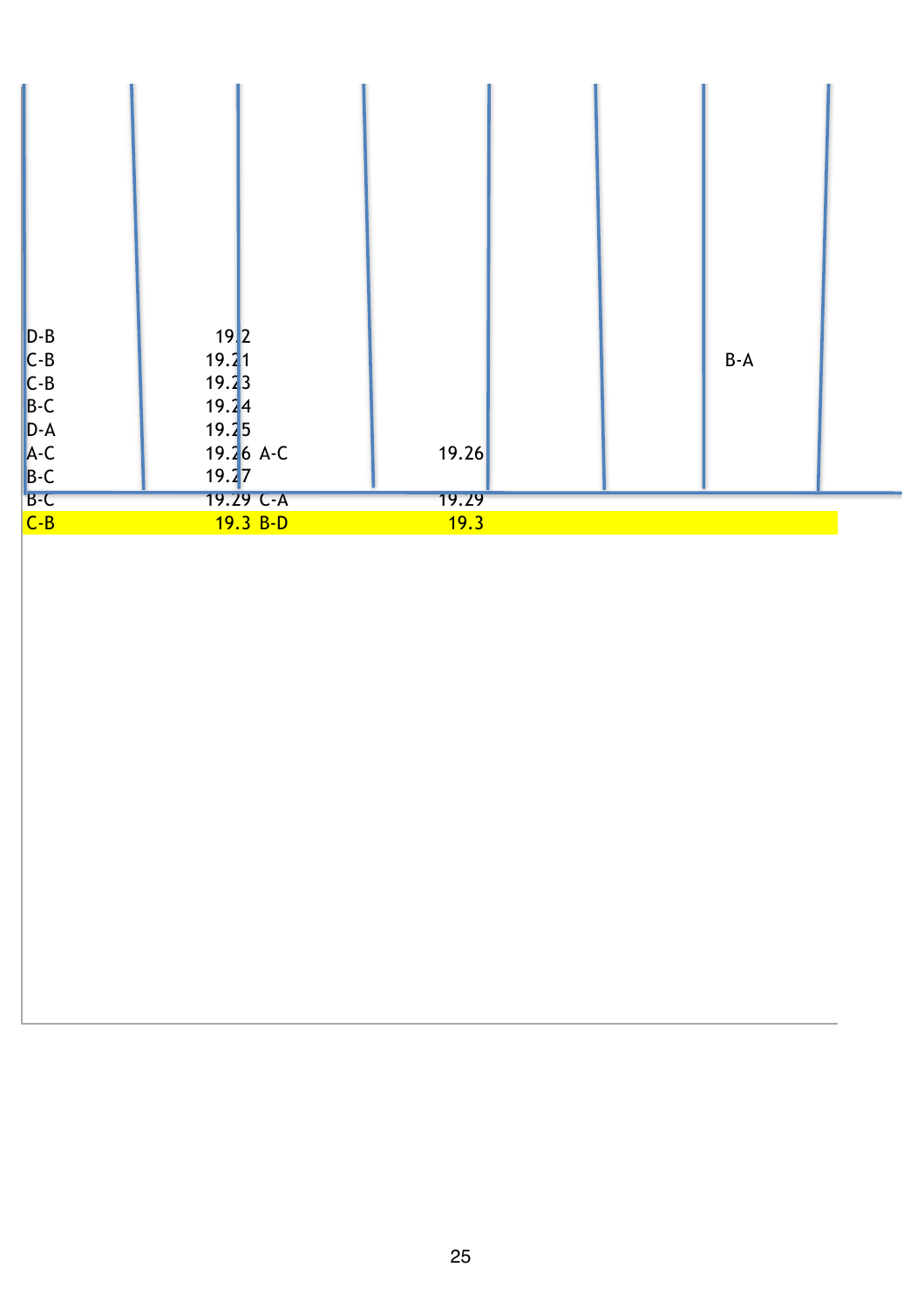| | | | | | | |
|---|---|---|---|---|---|---|
| D-B | 19.2 | | | | | |
| C-B | 19.21 | | | | | B-A |
| C-B | 19.23 | | | | | |
| B-C | 19.24 | | | | | |
| D-A | 19.25 | | | | | |
| A-C | 19.26 | A-C | 19.26 | | | |
| B-C | 19.27 | | | | | |
| B-C | 19.29 | C-A | 19.29 | | | |
| C-B | 19.3 | B-D | 19.3 | | | |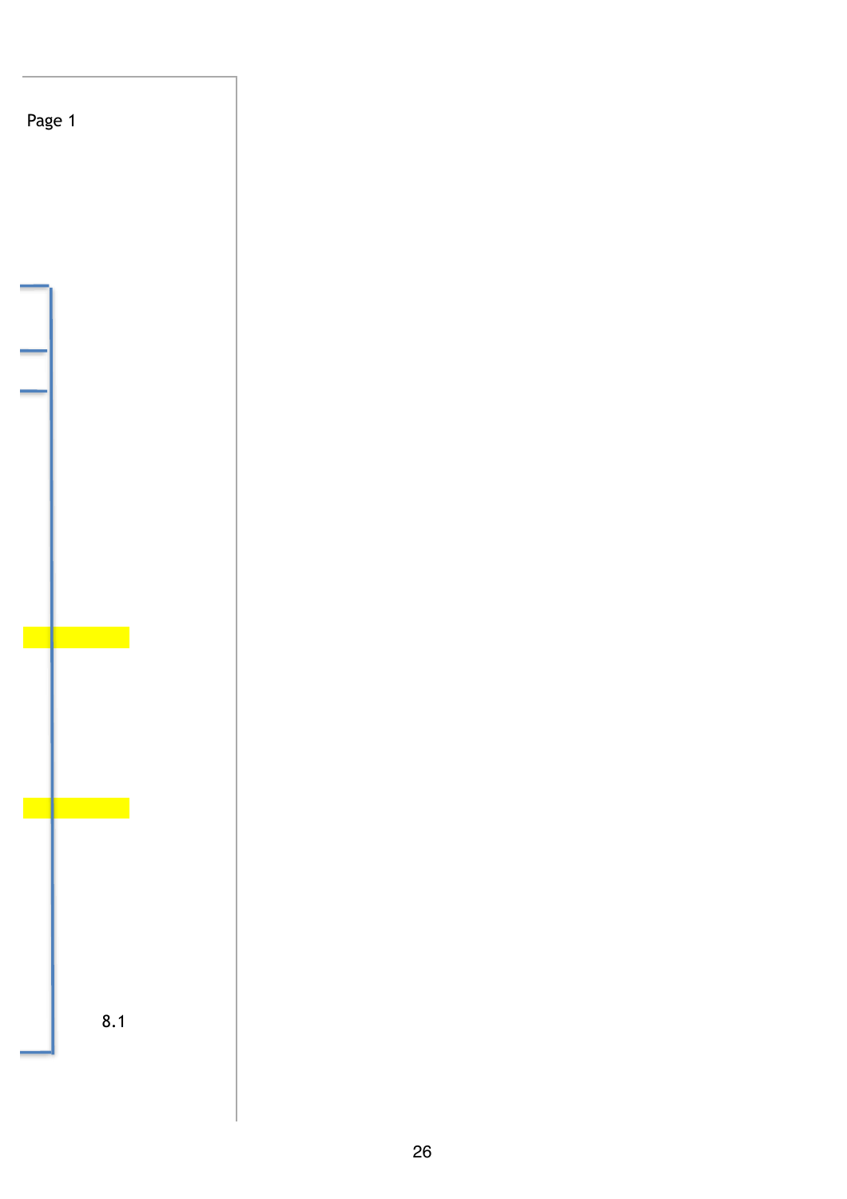Page 1

8.1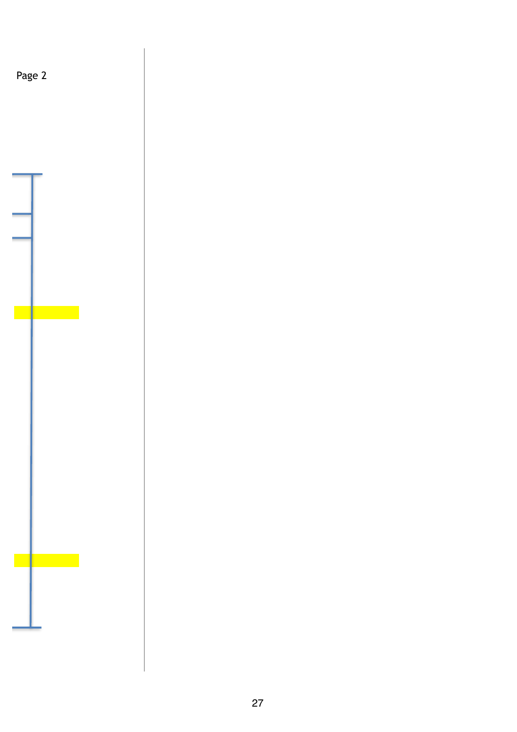Page 2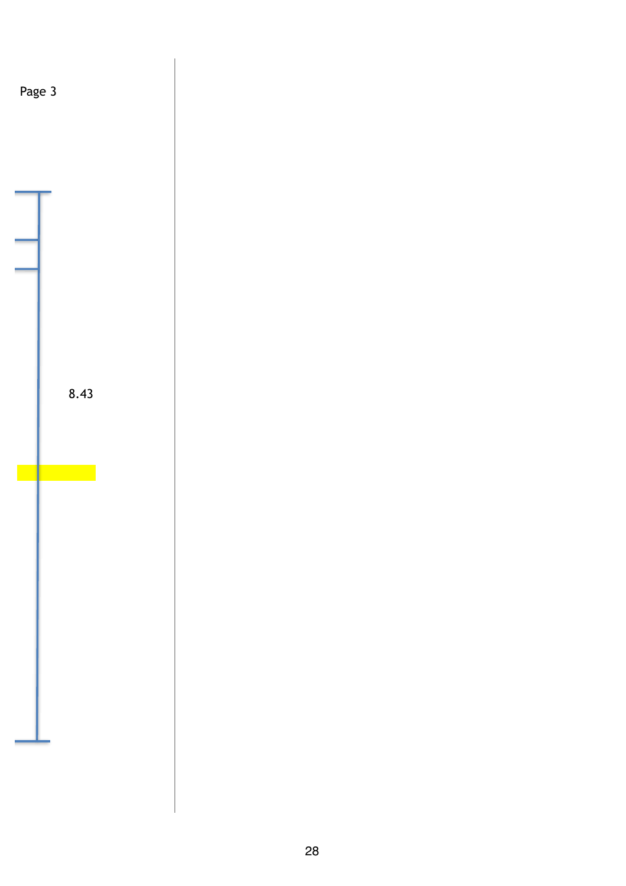Page 3

8.43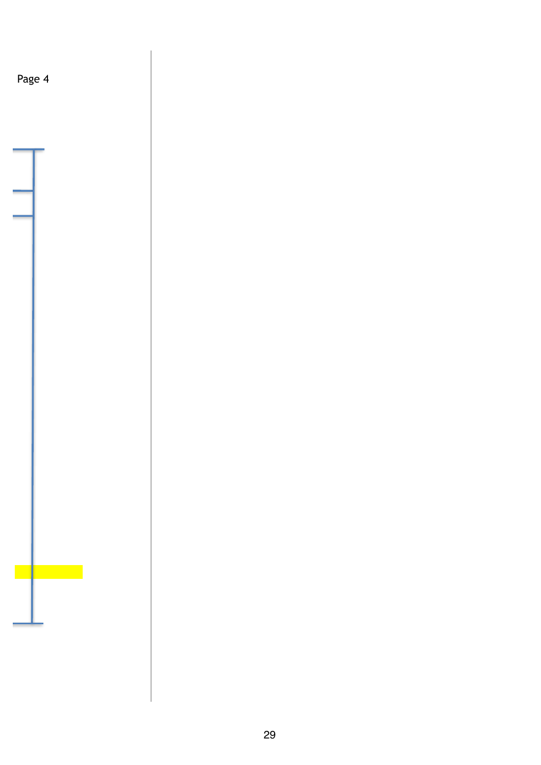Page 4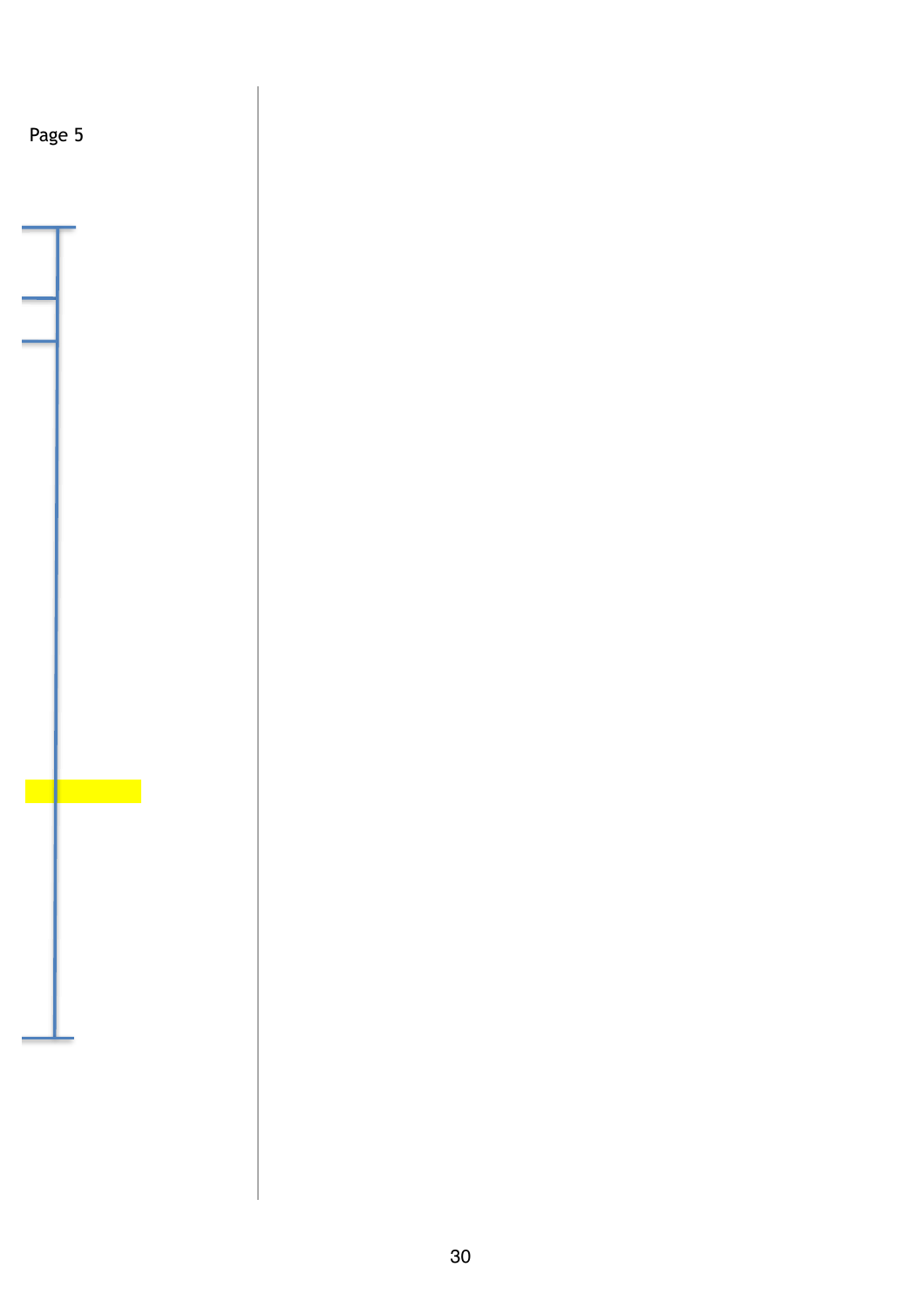Page 5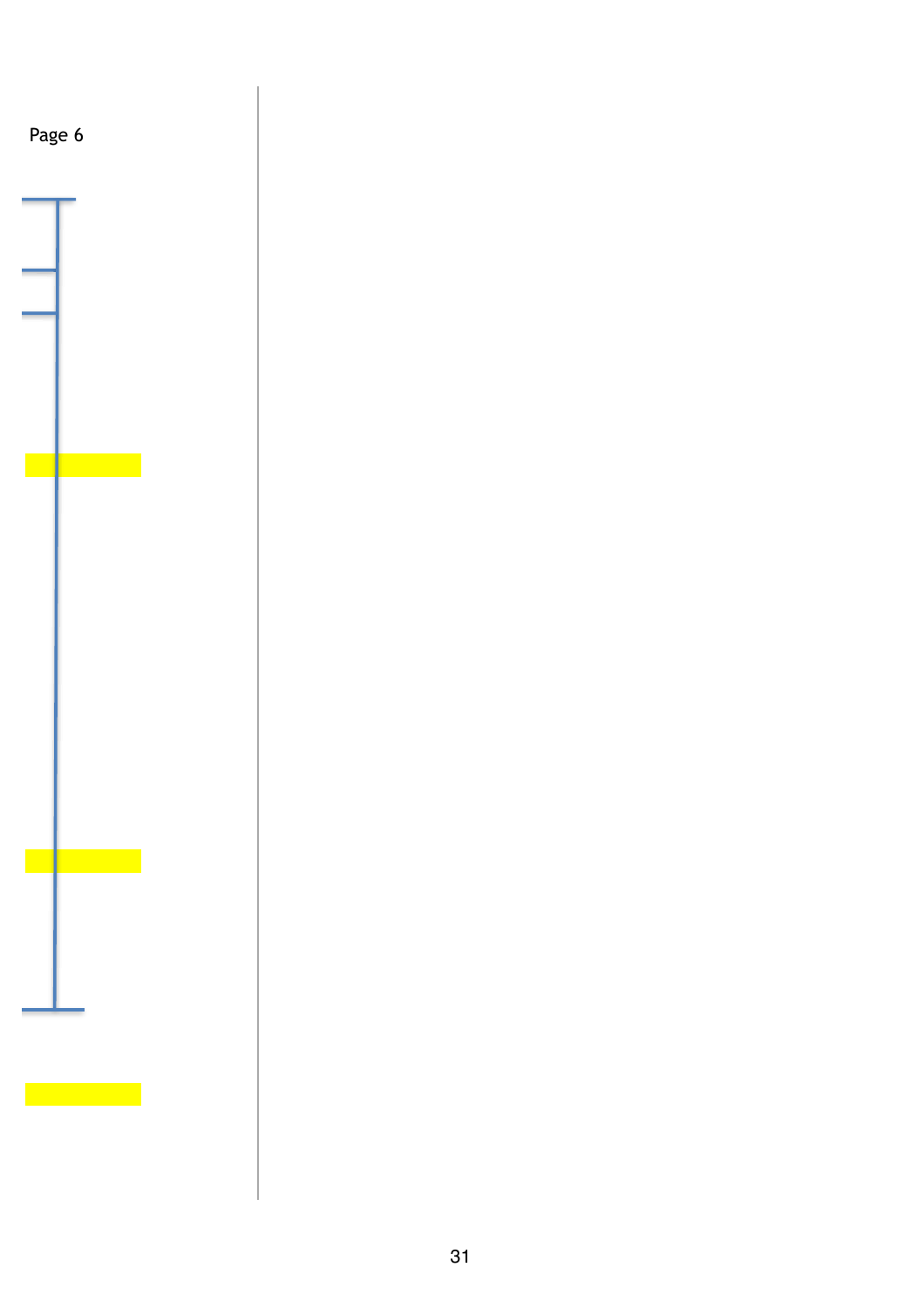Page 6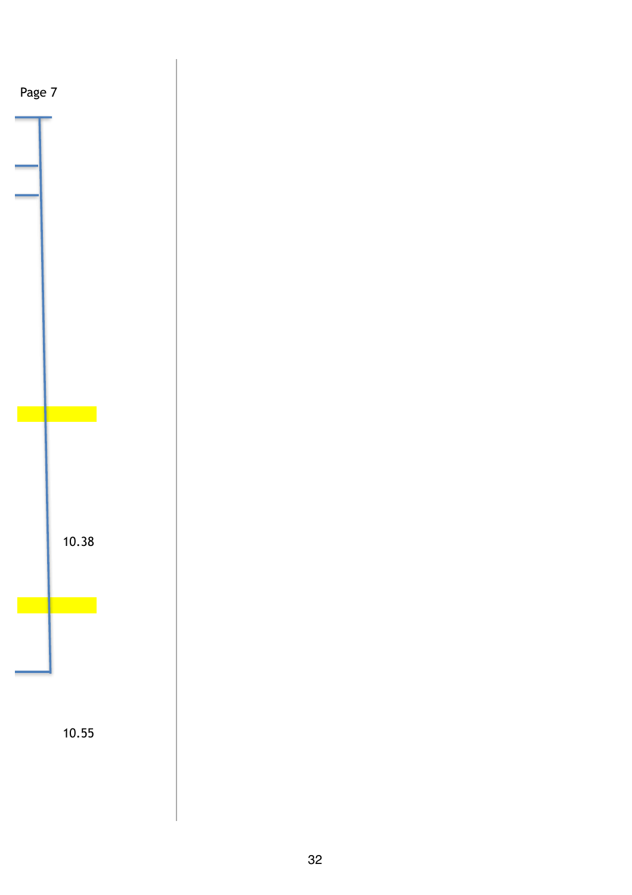Page 7

10.38

10.55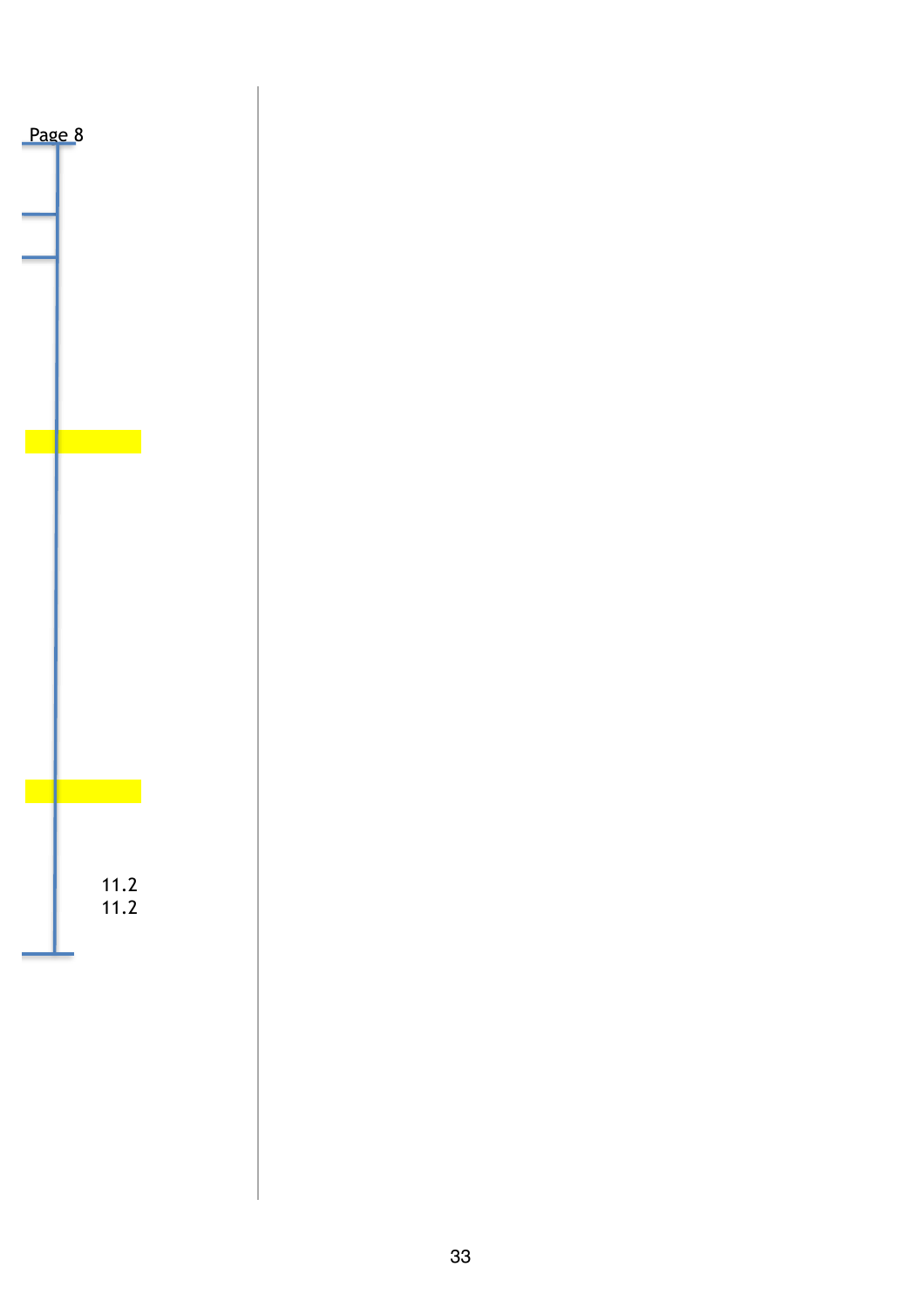Page 8

11.2
11.2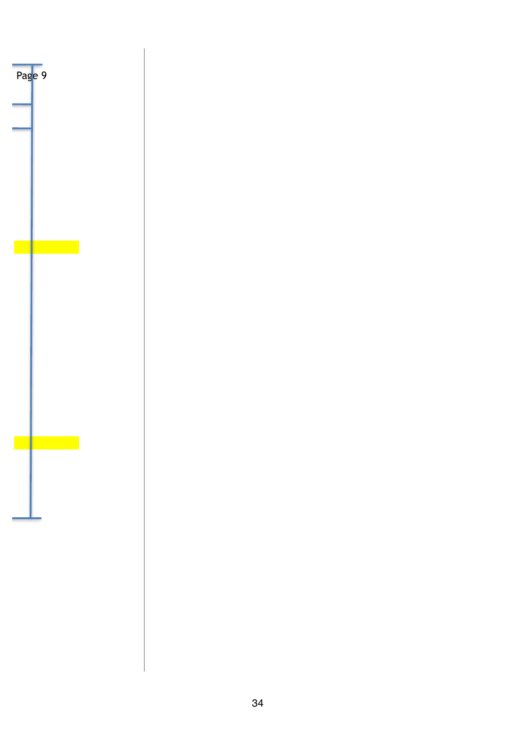Page 9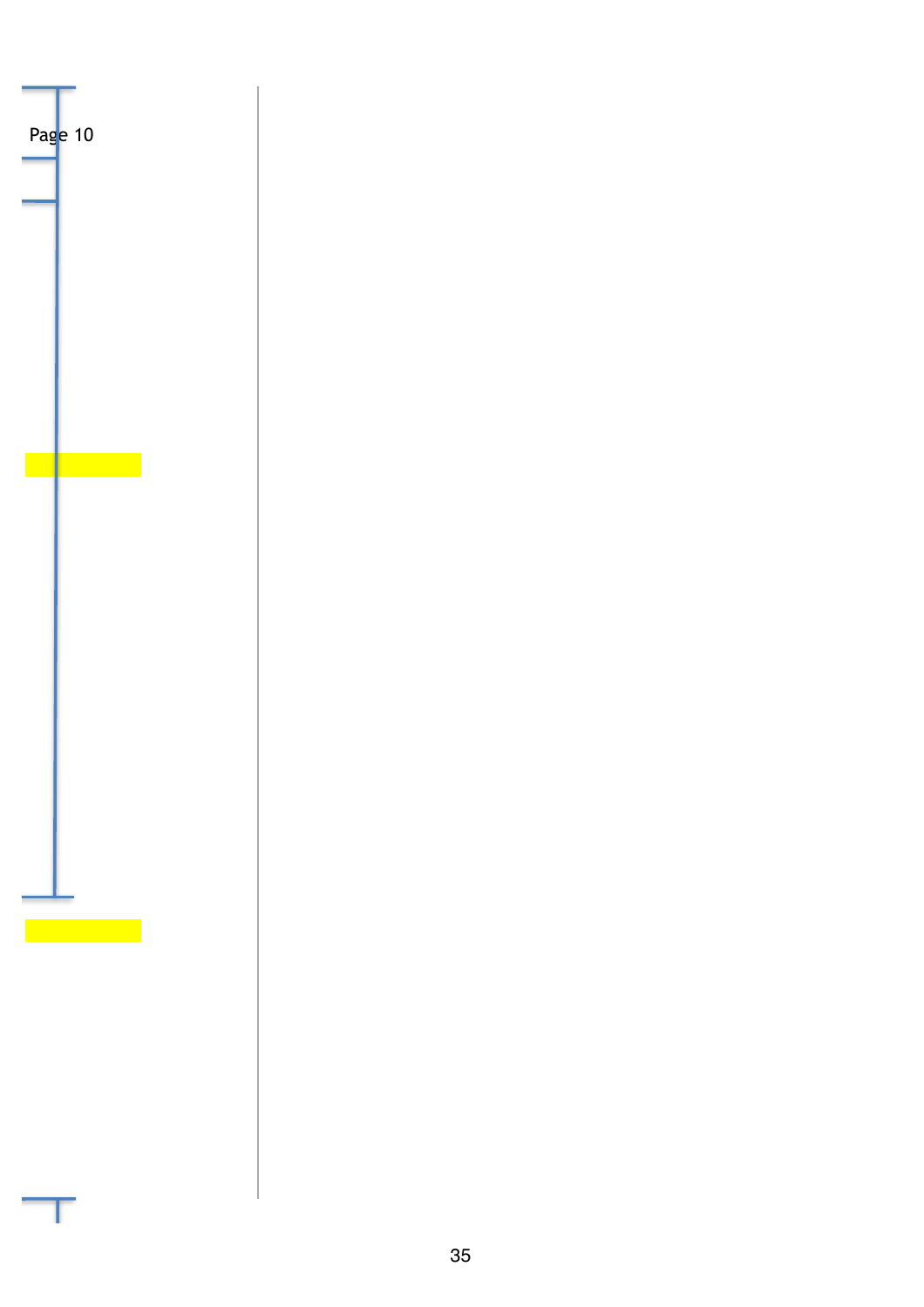Page 10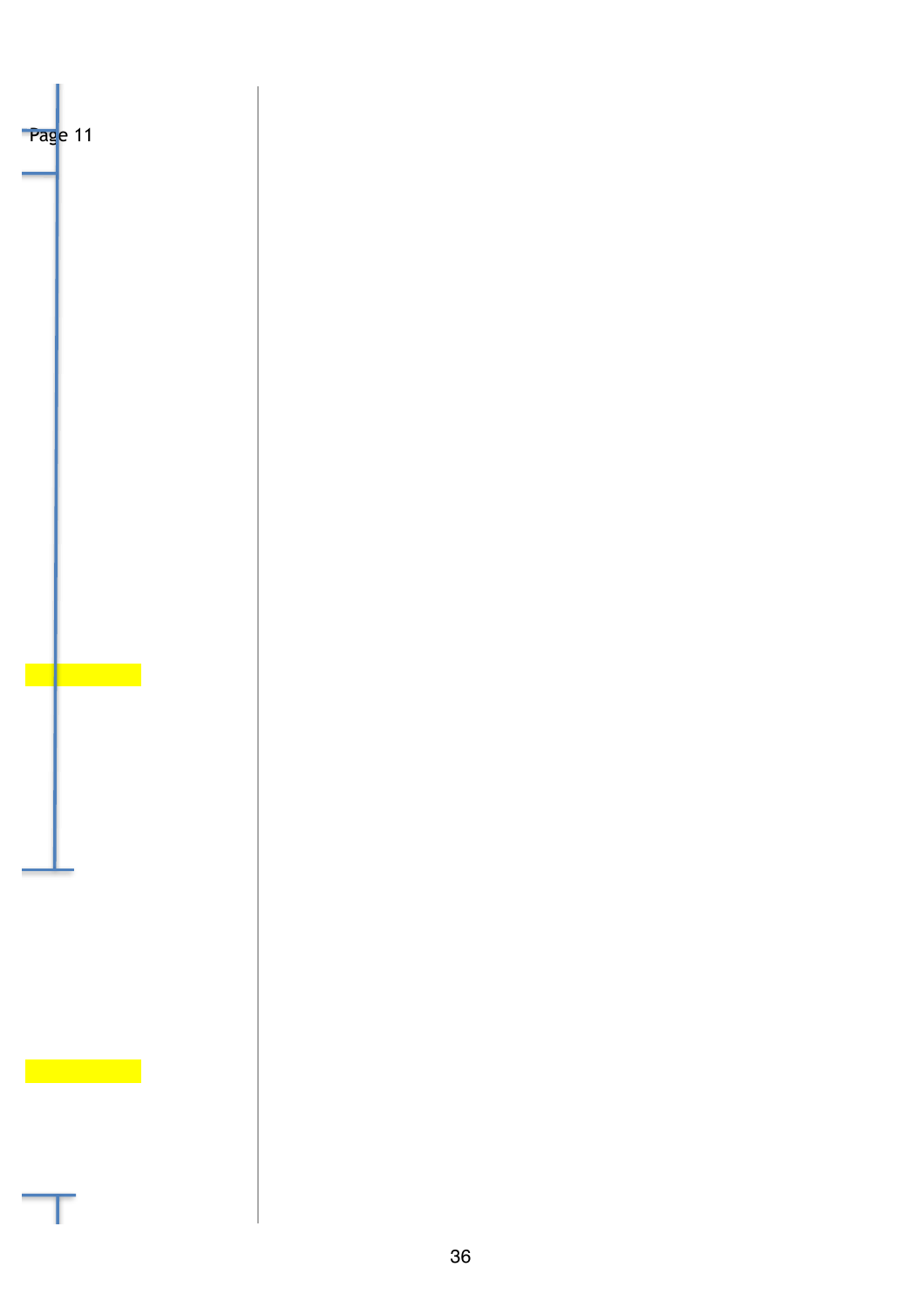Page 11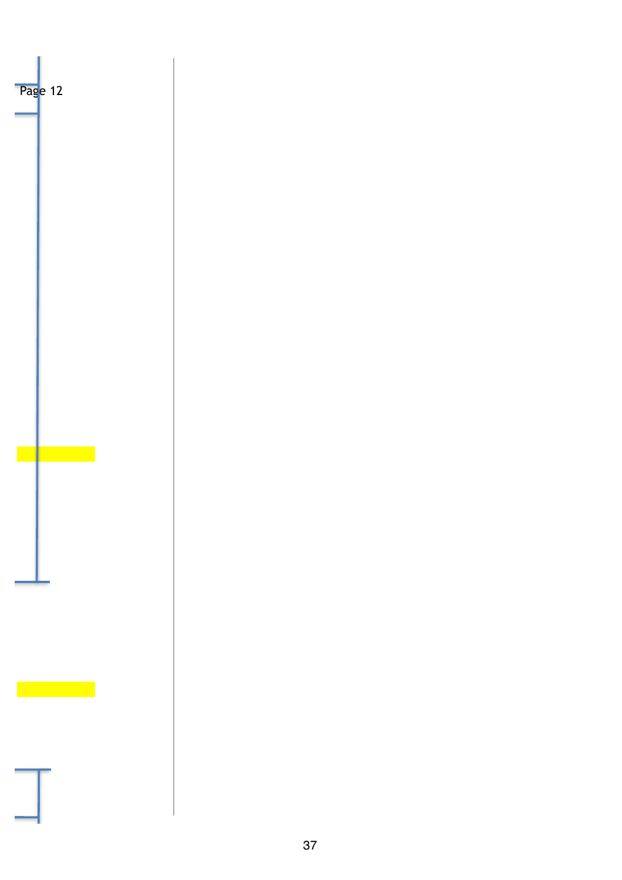Page 12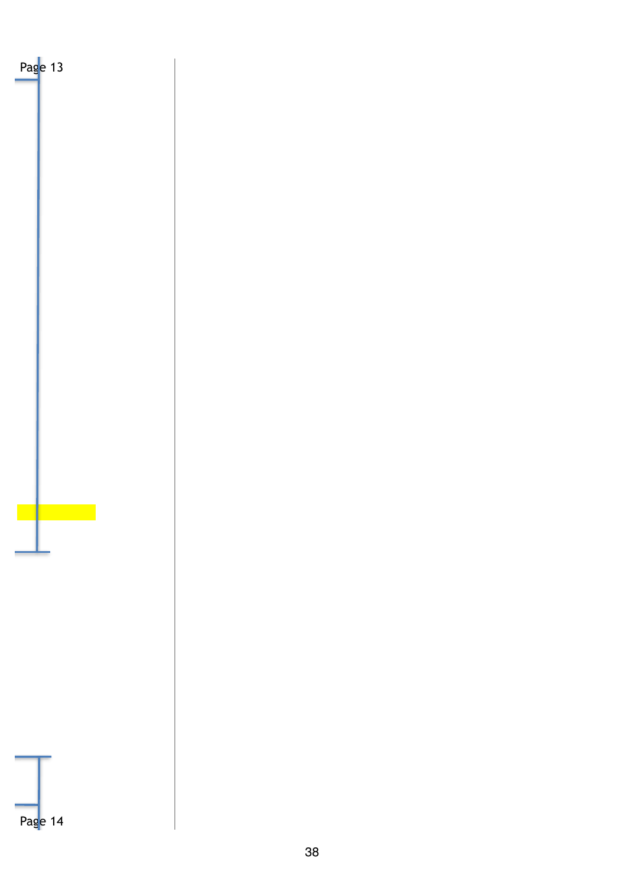Page 13

Page 14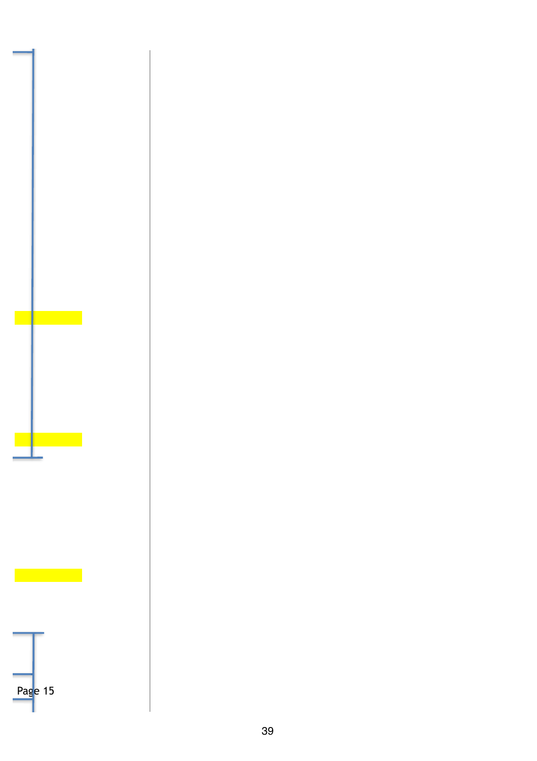Page 15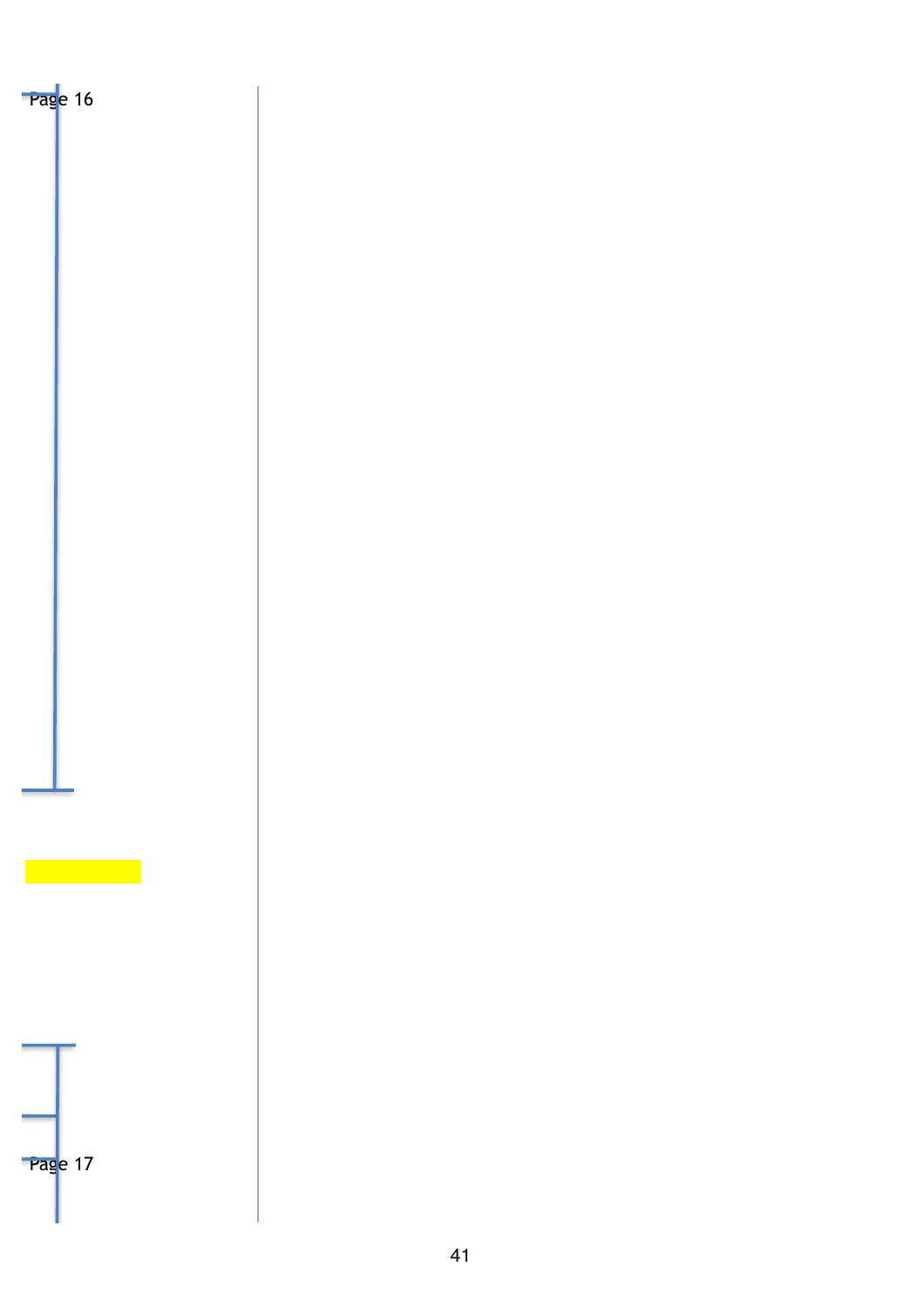Page 16

Page 17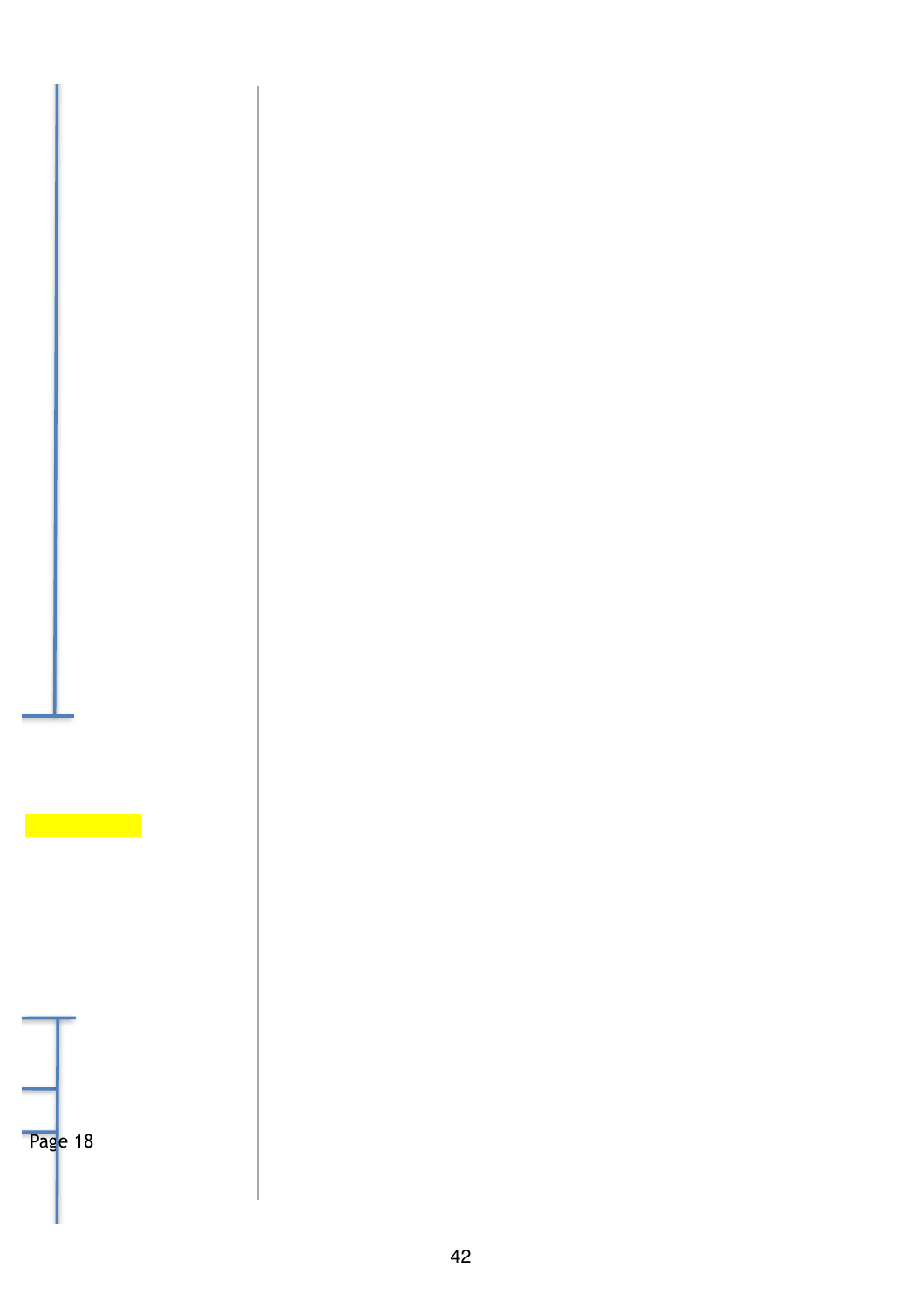Page 18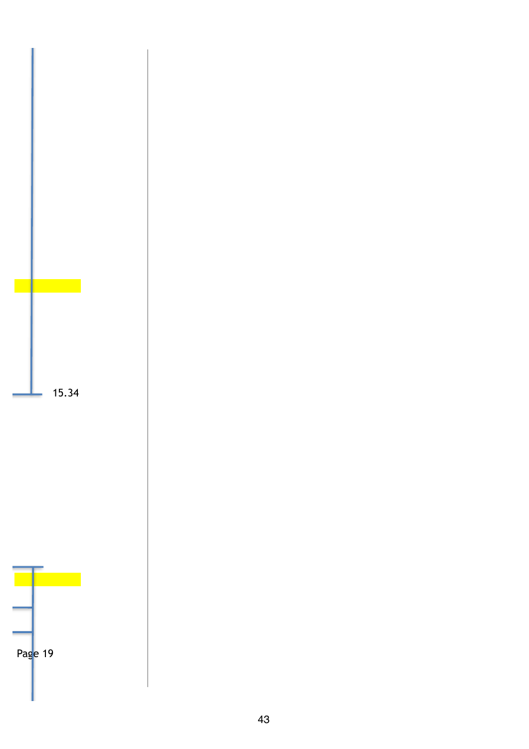15.34

Page 19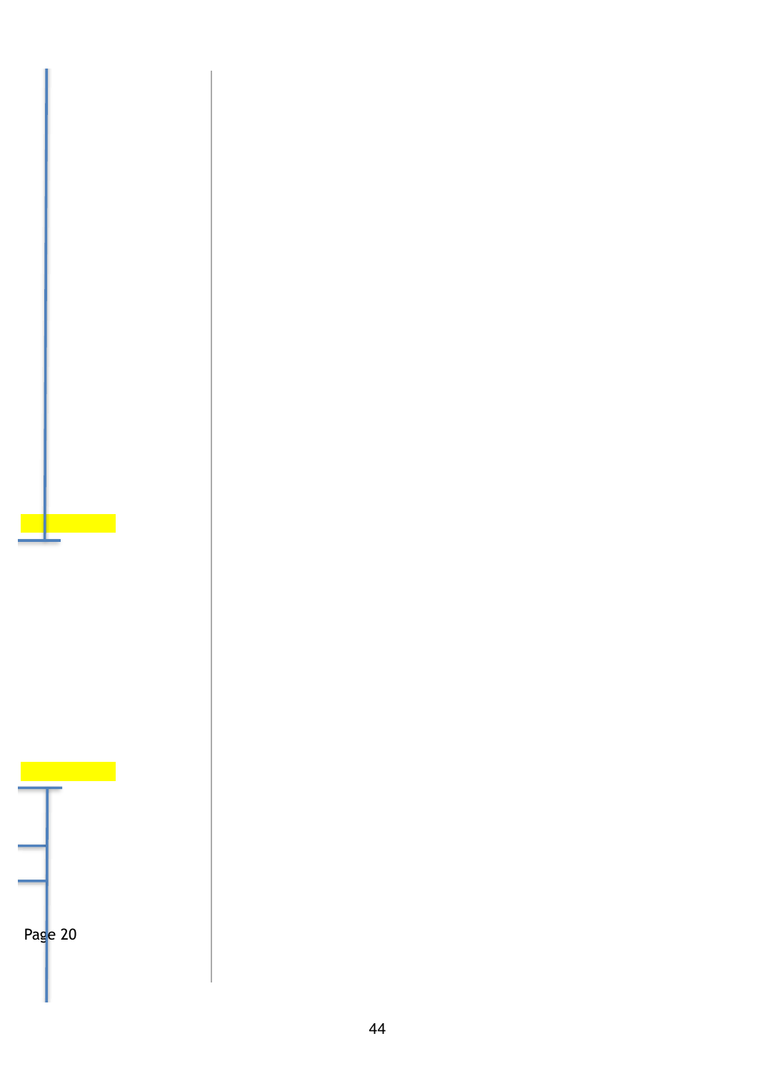Page 20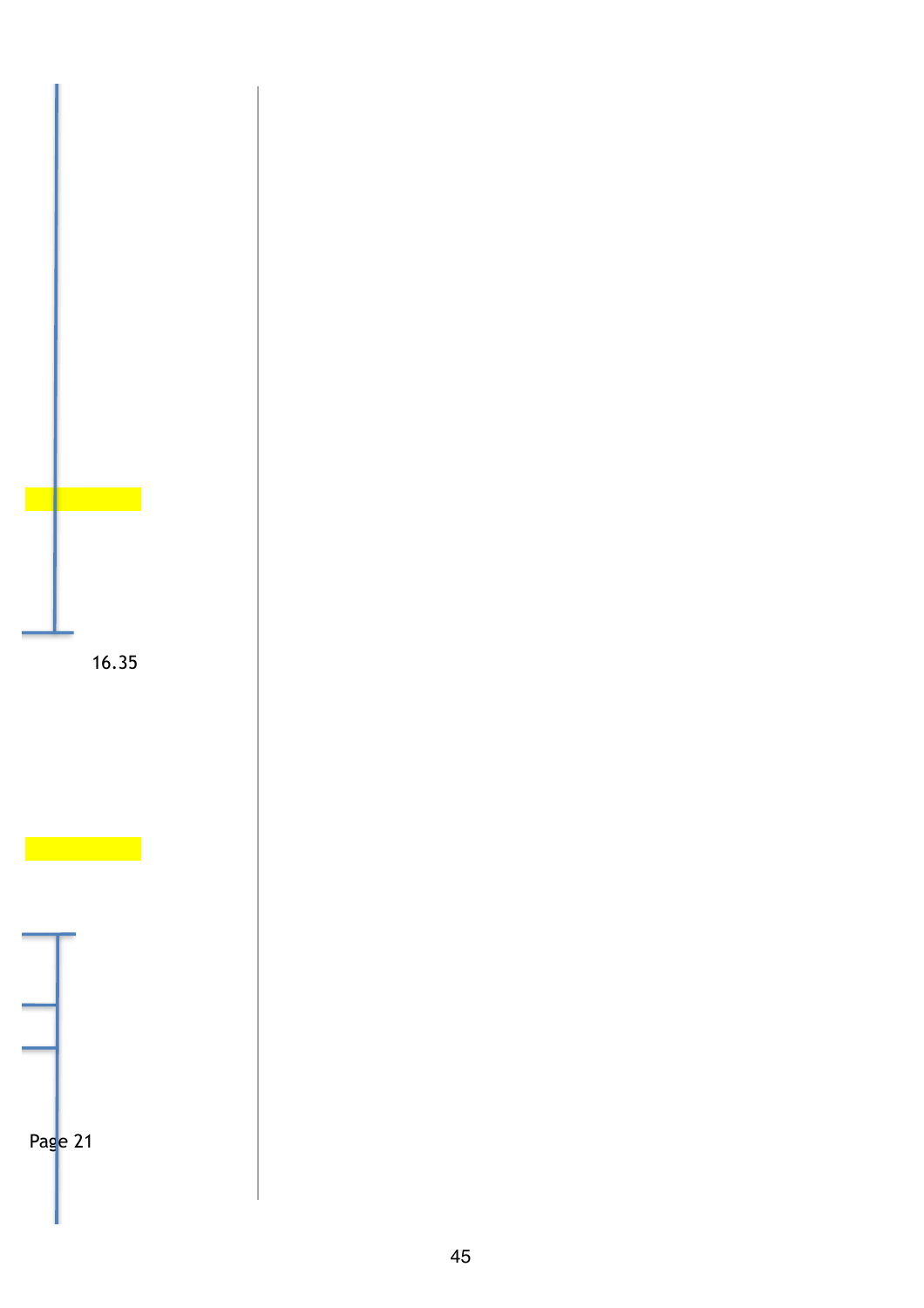16.35

Page 21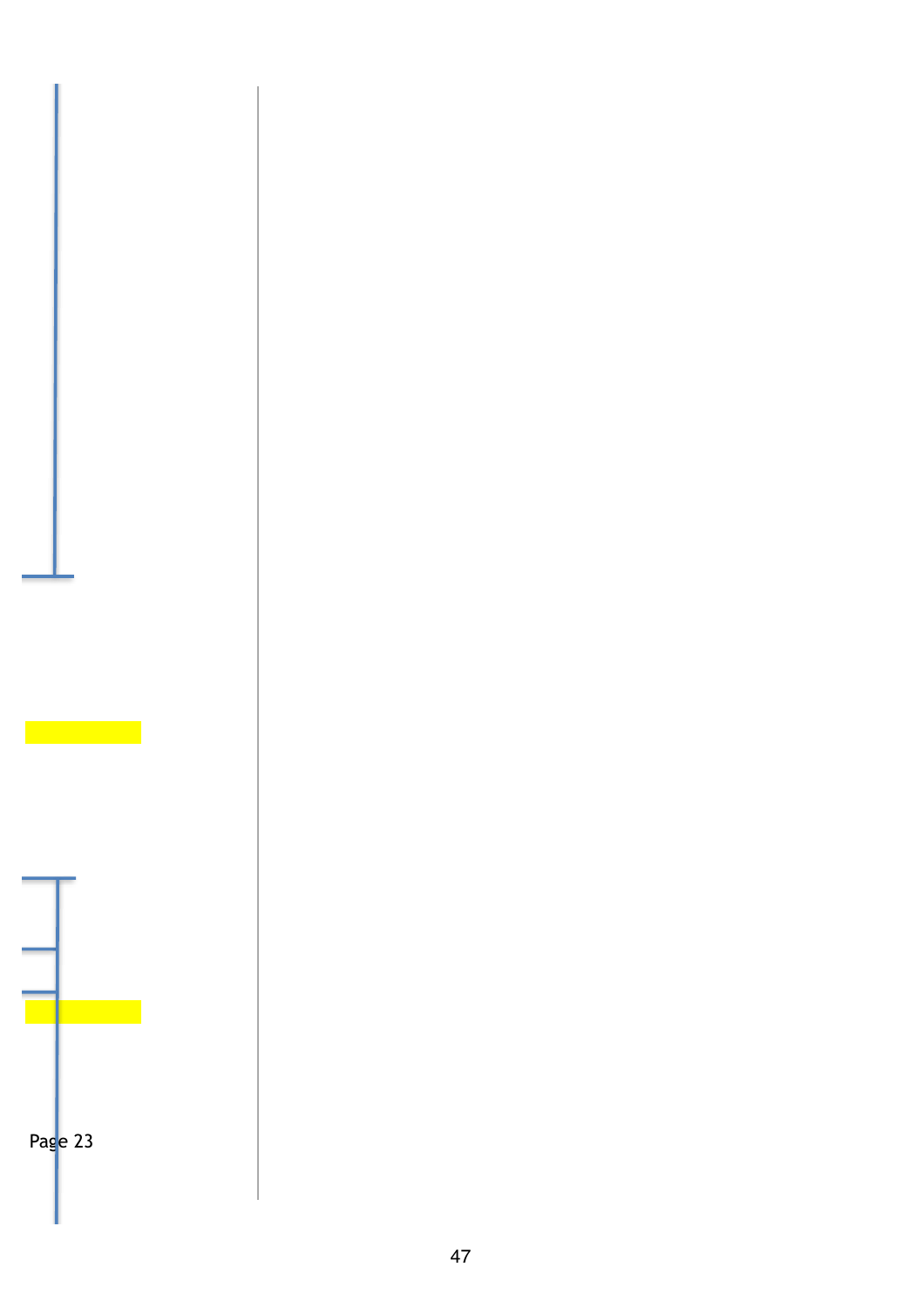Page 23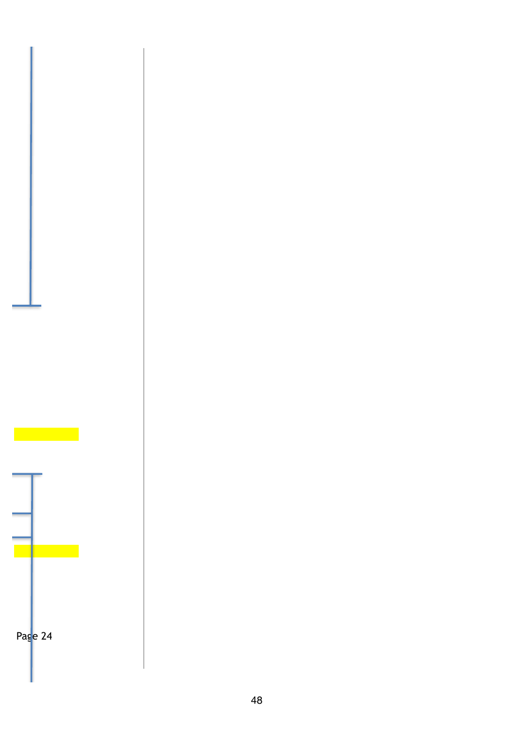Page 24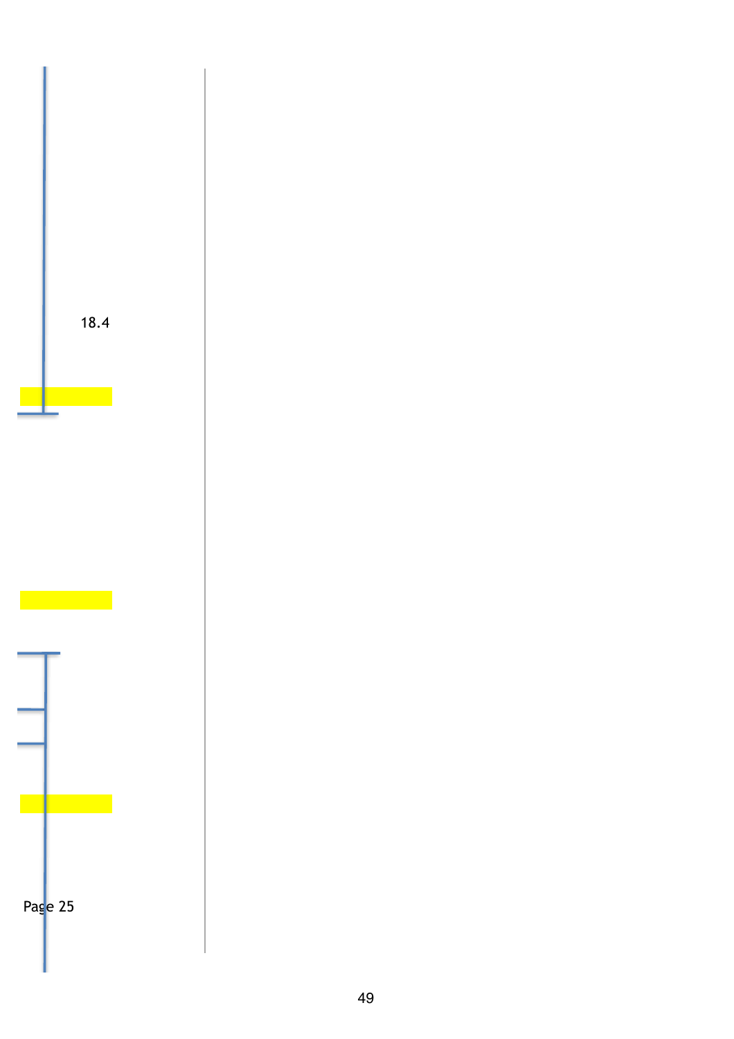18.4

Page 25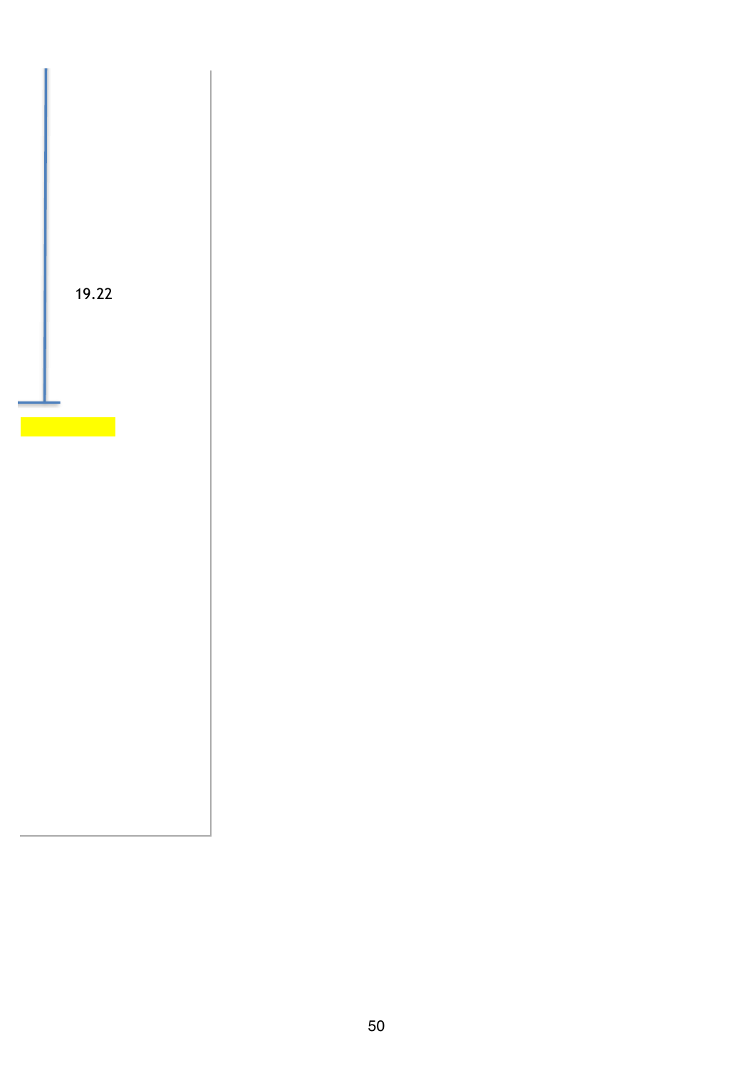19.22